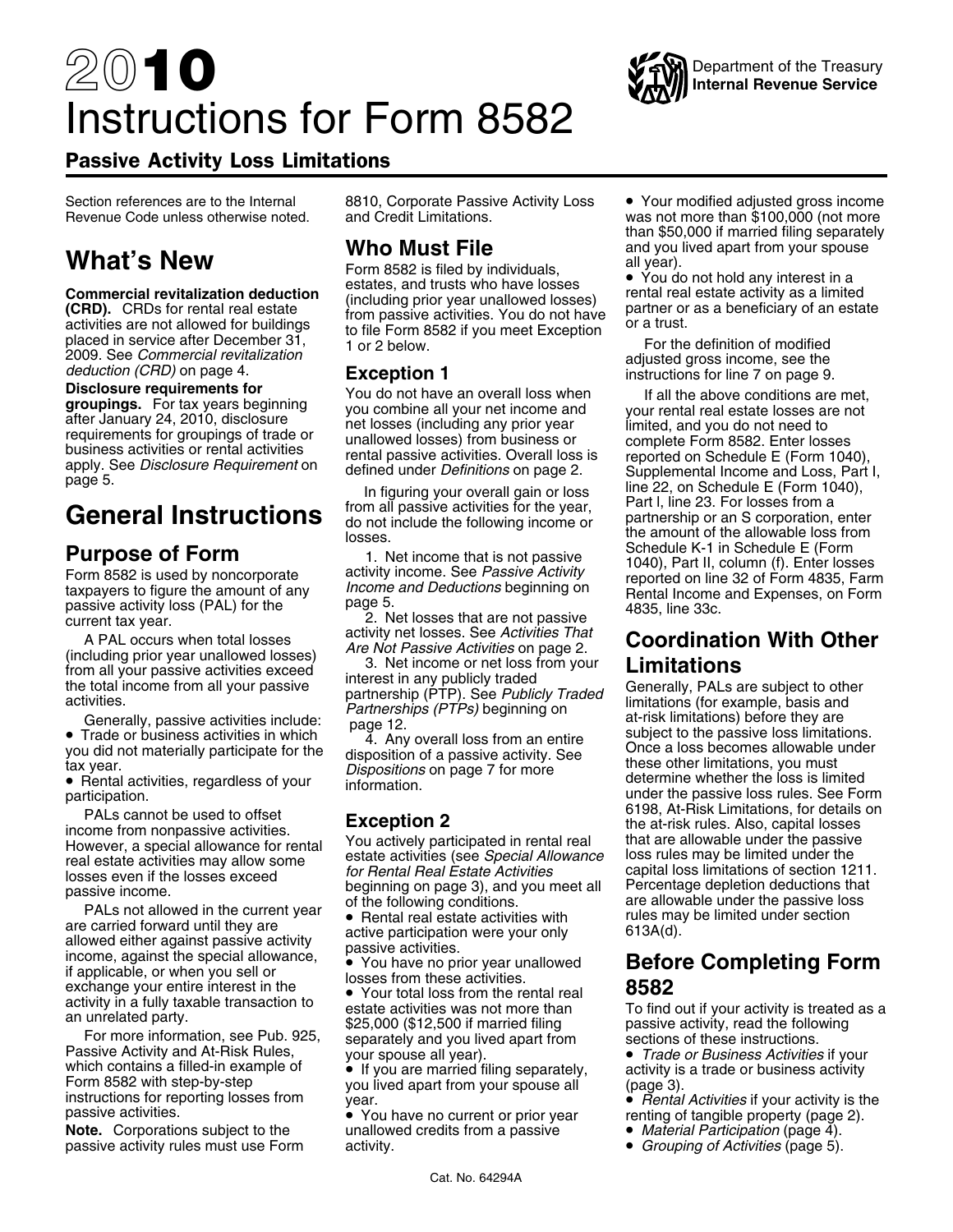# 2010 Instructions for Form 8582

Department of the Treasury
Internal Revenue Service

## Passive Activity Loss Limitations

Section references are to the Internal Revenue Code unless otherwise noted.

## What's New

**Commercial revitalization deduction (CRD).** CRDs for rental real estate activities are not allowed for buildings placed in service after December 31, 2009. See *Commercial revitalization deduction (CRD)* on page 4.

**Disclosure requirements for groupings.** For tax years beginning after January 24, 2010, disclosure requirements for groupings of trade or business activities or rental activities apply. See *Disclosure Requirement* on page 5.

# General Instructions

## Purpose of Form

Form 8582 is used by noncorporate taxpayers to figure the amount of any passive activity loss (PAL) for the current tax year.

A PAL occurs when total losses (including prior year unallowed losses) from all your passive activities exceed the total income from all your passive activities.

Generally, passive activities include:

- Trade or business activities in which you did not materially participate for the tax year.
- Rental activities, regardless of your participation.

PALs cannot be used to offset income from nonpassive activities. However, a special allowance for rental real estate activities may allow some losses even if the losses exceed passive income.

PALs not allowed in the current year are carried forward until they are allowed either against passive activity income, against the special allowance, if applicable, or when you sell or exchange your entire interest in the activity in a fully taxable transaction to an unrelated party.

For more information, see Pub. 925, Passive Activity and At-Risk Rules, which contains a filled-in example of Form 8582 with step-by-step instructions for reporting losses from passive activities.

**Note.** Corporations subject to the passive activity rules must use Form 8810, Corporate Passive Activity Loss and Credit Limitations.

## Who Must File

Form 8582 is filed by individuals, estates, and trusts who have losses (including prior year unallowed losses) from passive activities. You do not have to file Form 8582 if you meet Exception 1 or 2 below.

### Exception 1

You do not have an overall loss when you combine all your net income and net losses (including any prior year unallowed losses) from business or rental passive activities. Overall loss is defined under *Definitions* on page 2.

In figuring your overall gain or loss from all passive activities for the year, do not include the following income or losses.

1. Net income that is not passive activity income. See *Passive Activity Income and Deductions* beginning on page 5.
2. Net losses that are not passive activity net losses. See *Activities That Are Not Passive Activities* on page 2.
3. Net income or net loss from your interest in any publicly traded partnership (PTP). See *Publicly Traded Partnerships (PTPs)* beginning on page 12.
4. Any overall loss from an entire disposition of a passive activity. See *Dispositions* on page 7 for more information.

### Exception 2

You actively participated in rental real estate activities (see *Special Allowance for Rental Real Estate Activities* beginning on page 3), and you meet all of the following conditions.

- Rental real estate activities with active participation were your only passive activities.
- You have no prior year unallowed losses from these activities.
- Your total loss from the rental real estate activities was not more than $25,000 ($12,500 if married filing separately and you lived apart from your spouse all year).
- If you are married filing separately, you lived apart from your spouse all year.
- You have no current or prior year unallowed credits from a passive activity.
- Your modified adjusted gross income was not more than $100,000 (not more than $50,000 if married filing separately and you lived apart from your spouse all year).
- You do not hold any interest in a rental real estate activity as a limited partner or as a beneficiary of an estate or a trust.

For the definition of modified adjusted gross income, see the instructions for line 7 on page 9.

If all the above conditions are met, your rental real estate losses are not limited, and you do not need to complete Form 8582. Enter losses reported on Schedule E (Form 1040), Supplemental Income and Loss, Part I, line 22, on Schedule E (Form 1040), Part I, line 23. For losses from a partnership or an S corporation, enter the amount of the allowable loss from Schedule K-1 in Schedule E (Form 1040), Part II, column (f). Enter losses reported on line 32 of Form 4835, Farm Rental Income and Expenses, on Form 4835, line 33c.

## Coordination With Other Limitations

Generally, PALs are subject to other limitations (for example, basis and at-risk limitations) before they are subject to the passive loss limitations. Once a loss becomes allowable under these other limitations, you must determine whether the loss is limited under the passive loss rules. See Form 6198, At-Risk Limitations, for details on the at-risk rules. Also, capital losses that are allowable under the passive loss rules may be limited under the capital loss limitations of section 1211. Percentage depletion deductions that are allowable under the passive loss rules may be limited under section 613A(d).

## Before Completing Form 8582

To find out if your activity is treated as a passive activity, read the following sections of these instructions.

- *Trade or Business Activities* if your activity is a trade or business activity (page 3).
- *Rental Activities* if your activity is the renting of tangible property (page 2).
- *Material Participation* (page 4).
- *Grouping of Activities* (page 5).

Cat. No. 64294A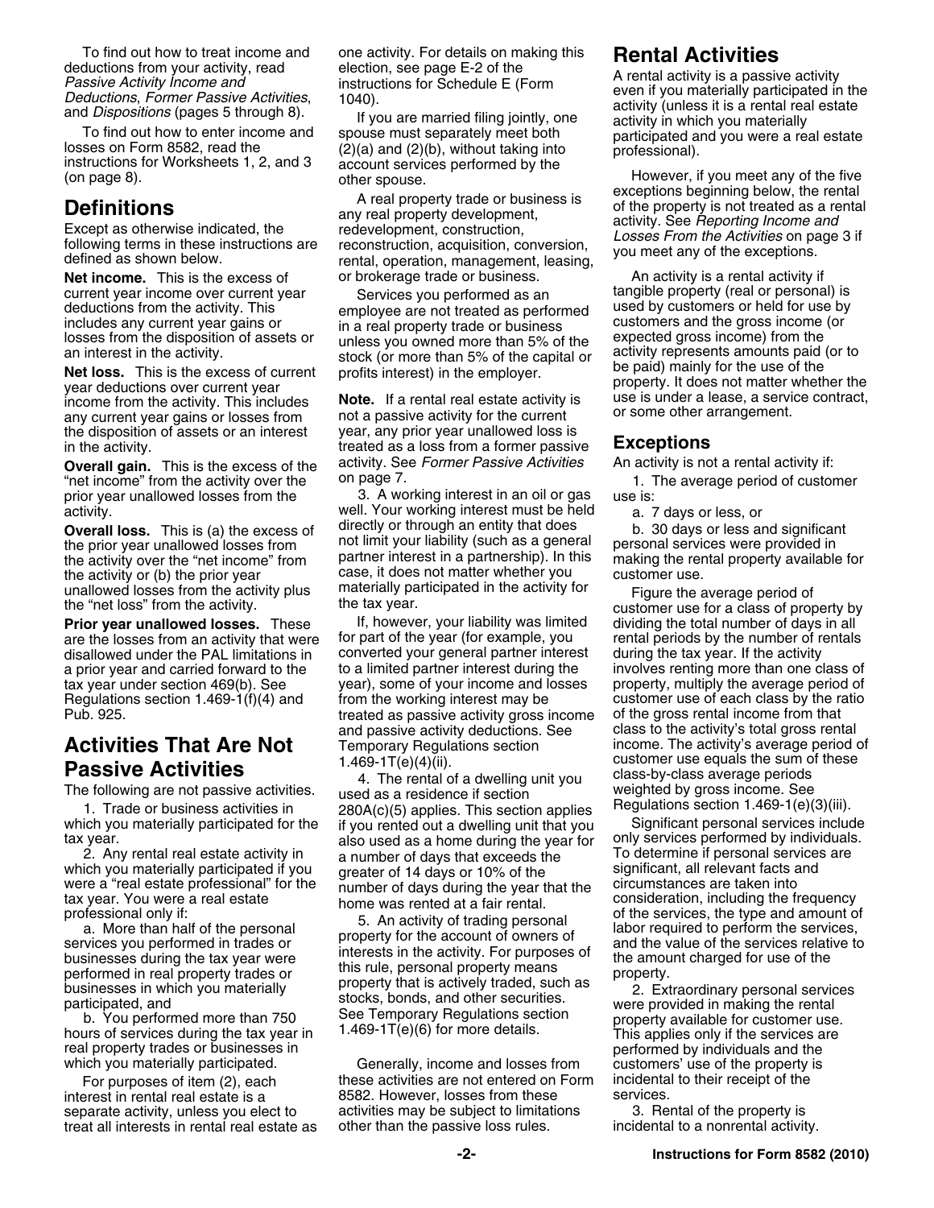To find out how to treat income and deductions from your activity, read *Passive Activity Income and Deductions*, *Former Passive Activities*, and *Dispositions* (pages 5 through 8).

To find out how to enter income and losses on Form 8582, read the instructions for Worksheets 1, 2, and 3 (on page 8).

## Definitions

Except as otherwise indicated, the following terms in these instructions are defined as shown below.

**Net income.** This is the excess of current year income over current year deductions from the activity. This includes any current year gains or losses from the disposition of assets or an interest in the activity.

**Net loss.** This is the excess of current year deductions over current year income from the activity. This includes any current year gains or losses from the disposition of assets or an interest in the activity.

**Overall gain.** This is the excess of the "net income" from the activity over the prior year unallowed losses from the activity.

**Overall loss.** This is (a) the excess of the prior year unallowed losses from the activity over the "net income" from the activity or (b) the prior year unallowed losses from the activity plus the "net loss" from the activity.

**Prior year unallowed losses.** These are the losses from an activity that were disallowed under the PAL limitations in a prior year and carried forward to the tax year under section 469(b). See Regulations section 1.469-1(f)(4) and Pub. 925.

## Activities That Are Not Passive Activities

The following are not passive activities.

1. Trade or business activities in which you materially participated for the tax year.

2. Any rental real estate activity in which you materially participated if you were a "real estate professional" for the tax year. You were a real estate professional only if:

a. More than half of the personal services you performed in trades or businesses during the tax year were performed in real property trades or businesses in which you materially participated, and

b. You performed more than 750 hours of services during the tax year in real property trades or businesses in which you materially participated.

For purposes of item (2), each interest in rental real estate is a separate activity, unless you elect to treat all interests in rental real estate as one activity. For details on making this election, see page E-2 of the instructions for Schedule E (Form 1040).

If you are married filing jointly, one spouse must separately meet both (2)(a) and (2)(b), without taking into account services performed by the other spouse.

A real property trade or business is any real property development, redevelopment, construction, reconstruction, acquisition, conversion, rental, operation, management, leasing, or brokerage trade or business.

Services you performed as an employee are not treated as performed in a real property trade or business unless you owned more than 5% of the stock (or more than 5% of the capital or profits interest) in the employer.

**Note.** If a rental real estate activity is not a passive activity for the current year, any prior year unallowed loss is treated as a loss from a former passive activity. See *Former Passive Activities* on page 7.

3. A working interest in an oil or gas well. Your working interest must be held directly or through an entity that does not limit your liability (such as a general partner interest in a partnership). In this case, it does not matter whether you materially participated in the activity for the tax year.

If, however, your liability was limited for part of the year (for example, you converted your general partner interest to a limited partner interest during the year), some of your income and losses from the working interest may be treated as passive activity gross income and passive activity deductions. See Temporary Regulations section 1.469-1T(e)(4)(ii).

4. The rental of a dwelling unit you used as a residence if section 280A(c)(5) applies. This section applies if you rented out a dwelling unit that you also used as a home during the year for a number of days that exceeds the greater of 14 days or 10% of the number of days during the year that the home was rented at a fair rental.

5. An activity of trading personal property for the account of owners of interests in the activity. For purposes of this rule, personal property means property that is actively traded, such as stocks, bonds, and other securities. See Temporary Regulations section 1.469-1T(e)(6) for more details.

Generally, income and losses from these activities are not entered on Form 8582. However, losses from these activities may be subject to limitations other than the passive loss rules.

## Rental Activities

A rental activity is a passive activity even if you materially participated in the activity (unless it is a rental real estate activity in which you materially participated and you were a real estate professional).

However, if you meet any of the five exceptions beginning below, the rental of the property is not treated as a rental activity. See *Reporting Income and Losses From the Activities* on page 3 if you meet any of the exceptions.

An activity is a rental activity if tangible property (real or personal) is used by customers or held for use by customers and the gross income (or expected gross income) from the activity represents amounts paid (or to be paid) mainly for the use of the property. It does not matter whether the use is under a lease, a service contract, or some other arrangement.

### Exceptions

An activity is not a rental activity if:

1. The average period of customer use is:

a. 7 days or less, or

b. 30 days or less and significant personal services were provided in making the rental property available for customer use.

Figure the average period of customer use for a class of property by dividing the total number of days in all rental periods by the number of rentals during the tax year. If the activity involves renting more than one class of property, multiply the average period of customer use of each class by the ratio of the gross rental income from that class to the activity's total gross rental income. The activity's average period of customer use equals the sum of these class-by-class average periods weighted by gross income. See Regulations section 1.469-1(e)(3)(iii).

Significant personal services include only services performed by individuals. To determine if personal services are significant, all relevant facts and circumstances are taken into consideration, including the frequency of the services, the type and amount of labor required to perform the services, and the value of the services relative to the amount charged for use of the property.

2. Extraordinary personal services were provided in making the rental property available for customer use. This applies only if the services are performed by individuals and the customers' use of the property is incidental to their receipt of the services.

3. Rental of the property is incidental to a nonrental activity.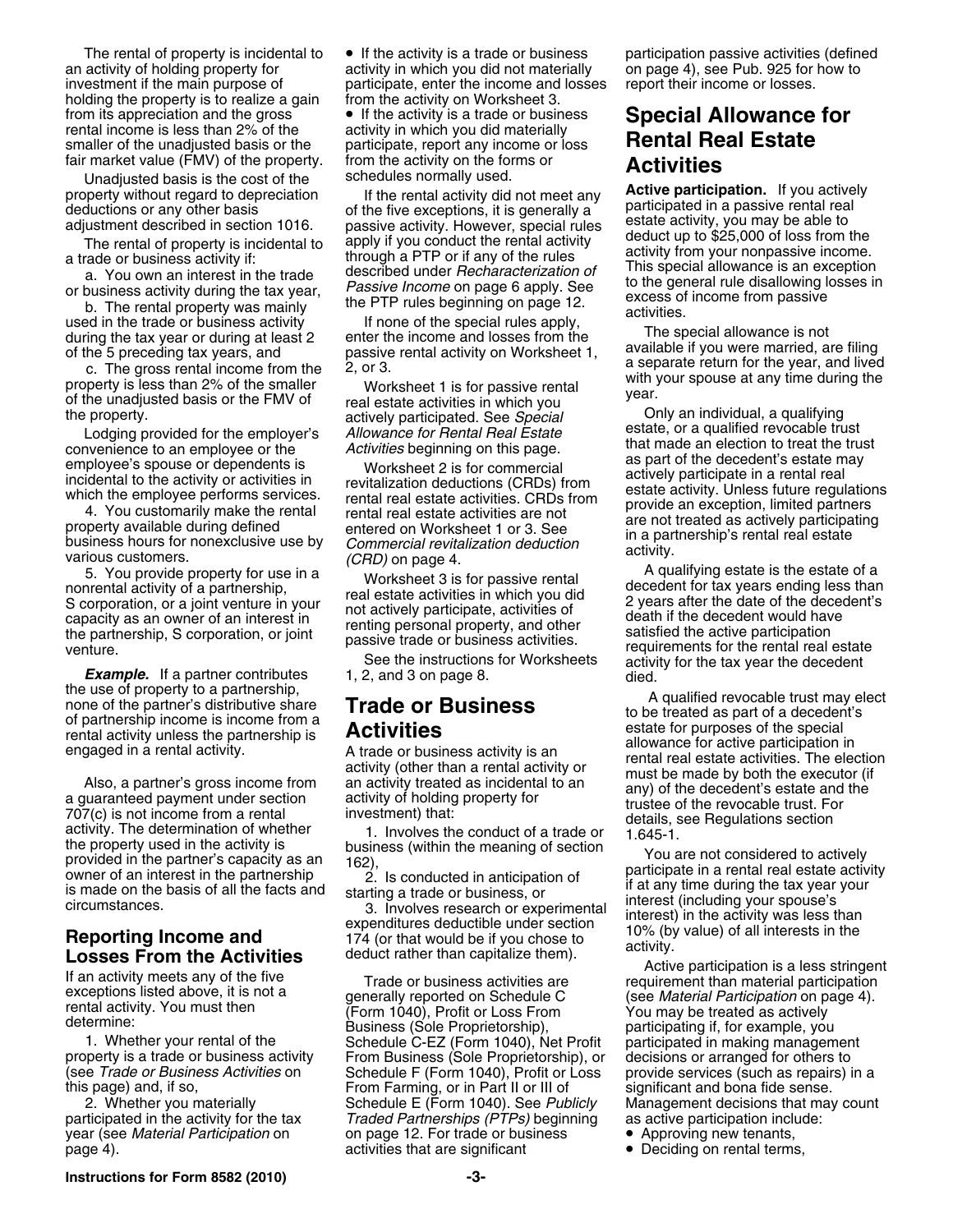The rental of property is incidental to an activity of holding property for investment if the main purpose of holding the property is to realize a gain from its appreciation and the gross rental income is less than 2% of the smaller of the unadjusted basis or the fair market value (FMV) of the property.

Unadjusted basis is the cost of the property without regard to depreciation deductions or any other basis adjustment described in section 1016.

The rental of property is incidental to a trade or business activity if:

a. You own an interest in the trade or business activity during the tax year,

b. The rental property was mainly used in the trade or business activity during the tax year or during at least 2 of the 5 preceding tax years, and

c. The gross rental income from the property is less than 2% of the smaller of the unadjusted basis or the FMV of the property.

Lodging provided for the employer's convenience to an employee or the employee's spouse or dependents is incidental to the activity or activities in which the employee performs services.

4. You customarily make the rental property available during defined business hours for nonexclusive use by various customers.

5. You provide property for use in a nonrental activity of a partnership, S corporation, or a joint venture in your capacity as an owner of an interest in the partnership, S corporation, or joint venture.

***Example.*** If a partner contributes the use of property to a partnership, none of the partner's distributive share of partnership income is income from a rental activity unless the partnership is engaged in a rental activity.

Also, a partner's gross income from a guaranteed payment under section 707(c) is not income from a rental activity. The determination of whether the property used in the activity is provided in the partner's capacity as an owner of an interest in the partnership is made on the basis of all the facts and circumstances.

## Reporting Income and Losses From the Activities

If an activity meets any of the five exceptions listed above, it is not a rental activity. You must then determine:

1. Whether your rental of the property is a trade or business activity (see *Trade or Business Activities* on this page) and, if so,

2. Whether you materially participated in the activity for the tax year (see *Material Participation* on page 4).

- If the activity is a trade or business activity in which you did not materially participate, enter the income and losses from the activity on Worksheet 3.
- If the activity is a trade or business activity in which you did materially participate, report any income or loss from the activity on the forms or schedules normally used.

If the rental activity did not meet any of the five exceptions, it is generally a passive activity. However, special rules apply if you conduct the rental activity through a PTP or if any of the rules described under *Recharacterization of Passive Income* on page 6 apply. See the PTP rules beginning on page 12.

If none of the special rules apply, enter the income and losses from the passive rental activity on Worksheet 1, 2, or 3.

Worksheet 1 is for passive rental real estate activities in which you actively participated. See *Special Allowance for Rental Real Estate Activities* beginning on this page.

Worksheet 2 is for commercial revitalization deductions (CRDs) from rental real estate activities. CRDs from rental real estate activities are not entered on Worksheet 1 or 3. See *Commercial revitalization deduction (CRD)* on page 4.

Worksheet 3 is for passive rental real estate activities in which you did not actively participate, activities of renting personal property, and other passive trade or business activities.

See the instructions for Worksheets 1, 2, and 3 on page 8.

## Trade or Business Activities

A trade or business activity is an activity (other than a rental activity or an activity treated as incidental to an activity of holding property for investment) that:

1. Involves the conduct of a trade or business (within the meaning of section 162),

2. Is conducted in anticipation of starting a trade or business, or

3. Involves research or experimental expenditures deductible under section 174 (or that would be if you chose to deduct rather than capitalize them).

Trade or business activities are generally reported on Schedule C (Form 1040), Profit or Loss From Business (Sole Proprietorship), Schedule C-EZ (Form 1040), Net Profit From Business (Sole Proprietorship), or Schedule F (Form 1040), Profit or Loss From Farming, or in Part II or III of Schedule E (Form 1040). See *Publicly Traded Partnerships (PTPs)* beginning on page 12. For trade or business activities that are significant participation passive activities (defined on page 4), see Pub. 925 for how to report their income or losses.

## Special Allowance for Rental Real Estate Activities

**Active participation.** If you actively participated in a passive rental real estate activity, you may be able to deduct up to $25,000 of loss from the activity from your nonpassive income. This special allowance is an exception to the general rule disallowing losses in excess of income from passive activities.

The special allowance is not available if you were married, are filing a separate return for the year, and lived with your spouse at any time during the year.

Only an individual, a qualifying estate, or a qualified revocable trust that made an election to treat the trust as part of the decedent's estate may actively participate in a rental real estate activity. Unless future regulations provide an exception, limited partners are not treated as actively participating in a partnership's rental real estate activity.

A qualifying estate is the estate of a decedent for tax years ending less than 2 years after the date of the decedent's death if the decedent would have satisfied the active participation requirements for the rental real estate activity for the tax year the decedent died.

A qualified revocable trust may elect to be treated as part of a decedent's estate for purposes of the special allowance for active participation in rental real estate activities. The election must be made by both the executor (if any) of the decedent's estate and the trustee of the revocable trust. For details, see Regulations section 1.645-1.

You are not considered to actively participate in a rental real estate activity if at any time during the tax year your interest (including your spouse's interest) in the activity was less than 10% (by value) of all interests in the activity.

Active participation is a less stringent requirement than material participation (see *Material Participation* on page 4). You may be treated as actively participating if, for example, you participated in making management decisions or arranged for others to provide services (such as repairs) in a significant and bona fide sense. Management decisions that may count as active participation include:

- Approving new tenants,
- Deciding on rental terms,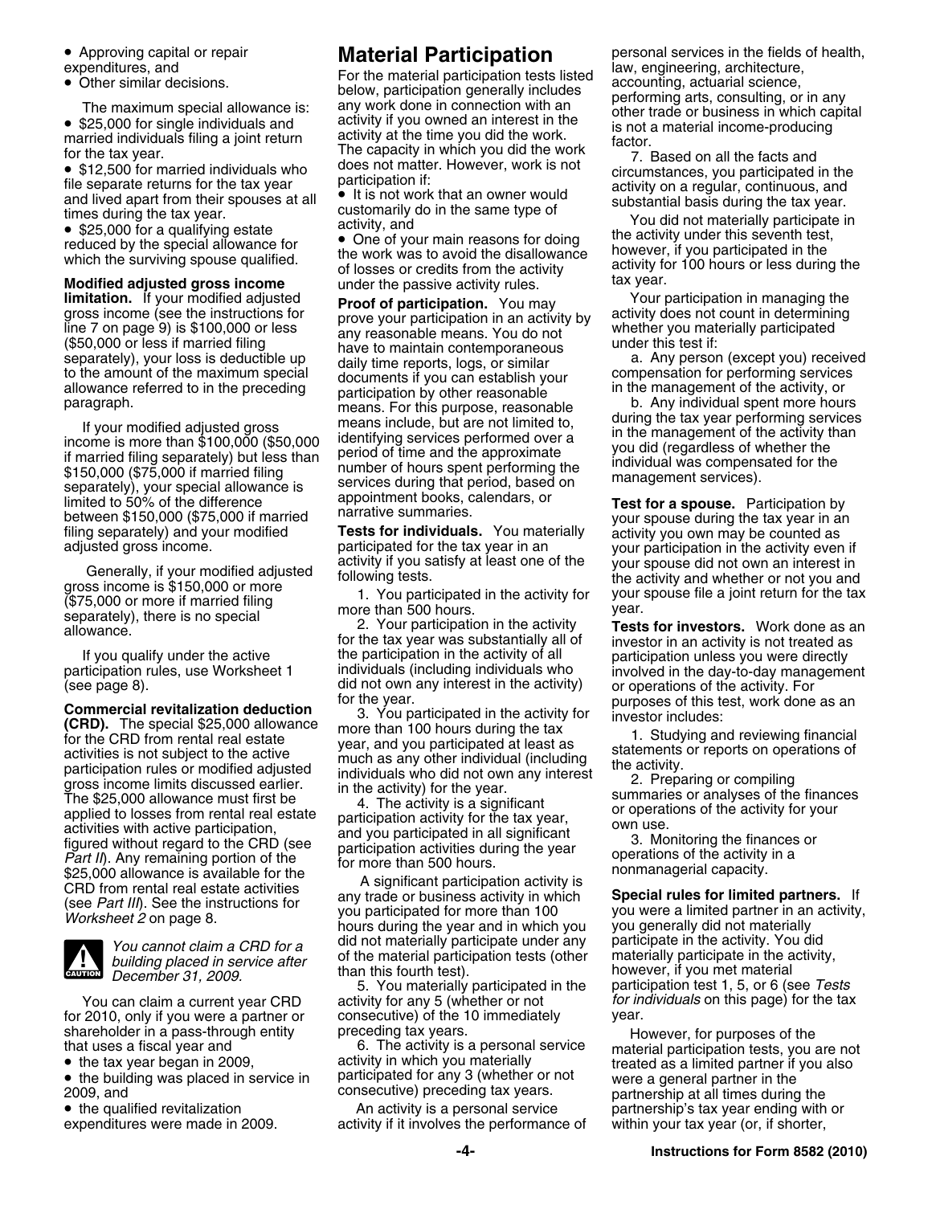- Approving capital or repair expenditures, and
- Other similar decisions.

The maximum special allowance is:

- $25,000 for single individuals and married individuals filing a joint return for the tax year.
- $12,500 for married individuals who file separate returns for the tax year and lived apart from their spouses at all times during the tax year.
- $25,000 for a qualifying estate reduced by the special allowance for which the surviving spouse qualified.

**Modified adjusted gross income limitation.** If your modified adjusted gross income (see the instructions for line 7 on page 9) is $100,000 or less ($50,000 or less if married filing separately), your loss is deductible up to the amount of the maximum special allowance referred to in the preceding paragraph.

If your modified adjusted gross income is more than $100,000 ($50,000 if married filing separately) but less than $150,000 ($75,000 if married filing separately), your special allowance is limited to 50% of the difference between $150,000 ($75,000 if married filing separately) and your modified adjusted gross income.

Generally, if your modified adjusted gross income is $150,000 or more ($75,000 or more if married filing separately), there is no special allowance.

If you qualify under the active participation rules, use Worksheet 1 (see page 8).

**Commercial revitalization deduction (CRD).** The special $25,000 allowance for the CRD from rental real estate activities is not subject to the active participation rules or modified adjusted gross income limits discussed earlier. The $25,000 allowance must first be applied to losses from rental real estate activities with active participation, figured without regard to the CRD (see *Part II*). Any remaining portion of the $25,000 allowance is available for the CRD from rental real estate activities (see *Part III*). See the instructions for *Worksheet 2* on page 8.

**CAUTION:** *You cannot claim a CRD for a building placed in service after December 31, 2009.*

You can claim a current year CRD for 2010, only if you were a partner or shareholder in a pass-through entity that uses a fiscal year and

- the tax year began in 2009,
- the building was placed in service in 2009, and
- the qualified revitalization expenditures were made in 2009.

## Material Participation

For the material participation tests listed below, participation generally includes any work done in connection with an activity if you owned an interest in the activity at the time you did the work. The capacity in which you did the work does not matter. However, work is not participation if:

- It is not work that an owner would customarily do in the same type of activity, and
- One of your main reasons for doing the work was to avoid the disallowance of losses or credits from the activity under the passive activity rules.

**Proof of participation.** You may prove your participation in an activity by any reasonable means. You do not have to maintain contemporaneous daily time reports, logs, or similar documents if you can establish your participation by other reasonable means. For this purpose, reasonable means include, but are not limited to, identifying services performed over a period of time and the approximate number of hours spent performing the services during that period, based on appointment books, calendars, or narrative summaries.

**Tests for individuals.** You materially participated for the tax year in an activity if you satisfy at least one of the following tests.

1. You participated in the activity for more than 500 hours.

2. Your participation in the activity for the tax year was substantially all of the participation in the activity of all individuals (including individuals who did not own any interest in the activity) for the year.

3. You participated in the activity for more than 100 hours during the tax year, and you participated at least as much as any other individual (including individuals who did not own any interest in the activity) for the year.

4. The activity is a significant participation activity for the tax year, and you participated in all significant participation activities during the year for more than 500 hours.

A significant participation activity is any trade or business activity in which you participated for more than 100 hours during the year and in which you did not materially participate under any of the material participation tests (other than this fourth test).

5. You materially participated in the activity for any 5 (whether or not consecutive) of the 10 immediately preceding tax years.

6. The activity is a personal service activity in which you materially participated for any 3 (whether or not consecutive) preceding tax years.

An activity is a personal service activity if it involves the performance of personal services in the fields of health, law, engineering, architecture, accounting, actuarial science, performing arts, consulting, or in any other trade or business in which capital is not a material income-producing factor.

7. Based on all the facts and circumstances, you participated in the activity on a regular, continuous, and substantial basis during the tax year.

You did not materially participate in the activity under this seventh test, however, if you participated in the activity for 100 hours or less during the tax year.

Your participation in managing the activity does not count in determining whether you materially participated under this test if:

a. Any person (except you) received compensation for performing services in the management of the activity, or

b. Any individual spent more hours during the tax year performing services in the management of the activity than you did (regardless of whether the individual was compensated for the management services).

**Test for a spouse.** Participation by your spouse during the tax year in an activity you own may be counted as your participation in the activity even if your spouse did not own an interest in the activity and whether or not you and your spouse file a joint return for the tax year.

**Tests for investors.** Work done as an investor in an activity is not treated as participation unless you were directly involved in the day-to-day management or operations of the activity. For purposes of this test, work done as an investor includes:

1. Studying and reviewing financial statements or reports on operations of the activity.

2. Preparing or compiling summaries or analyses of the finances or operations of the activity for your own use.

3. Monitoring the finances or operations of the activity in a nonmanagerial capacity.

**Special rules for limited partners.** If you were a limited partner in an activity, you generally did not materially participate in the activity. You did materially participate in the activity, however, if you met material participation test 1, 5, or 6 (see *Tests for individuals* on this page) for the tax year.

However, for purposes of the material participation tests, you are not treated as a limited partner if you also were a general partner in the partnership at all times during the partnership's tax year ending with or within your tax year (or, if shorter,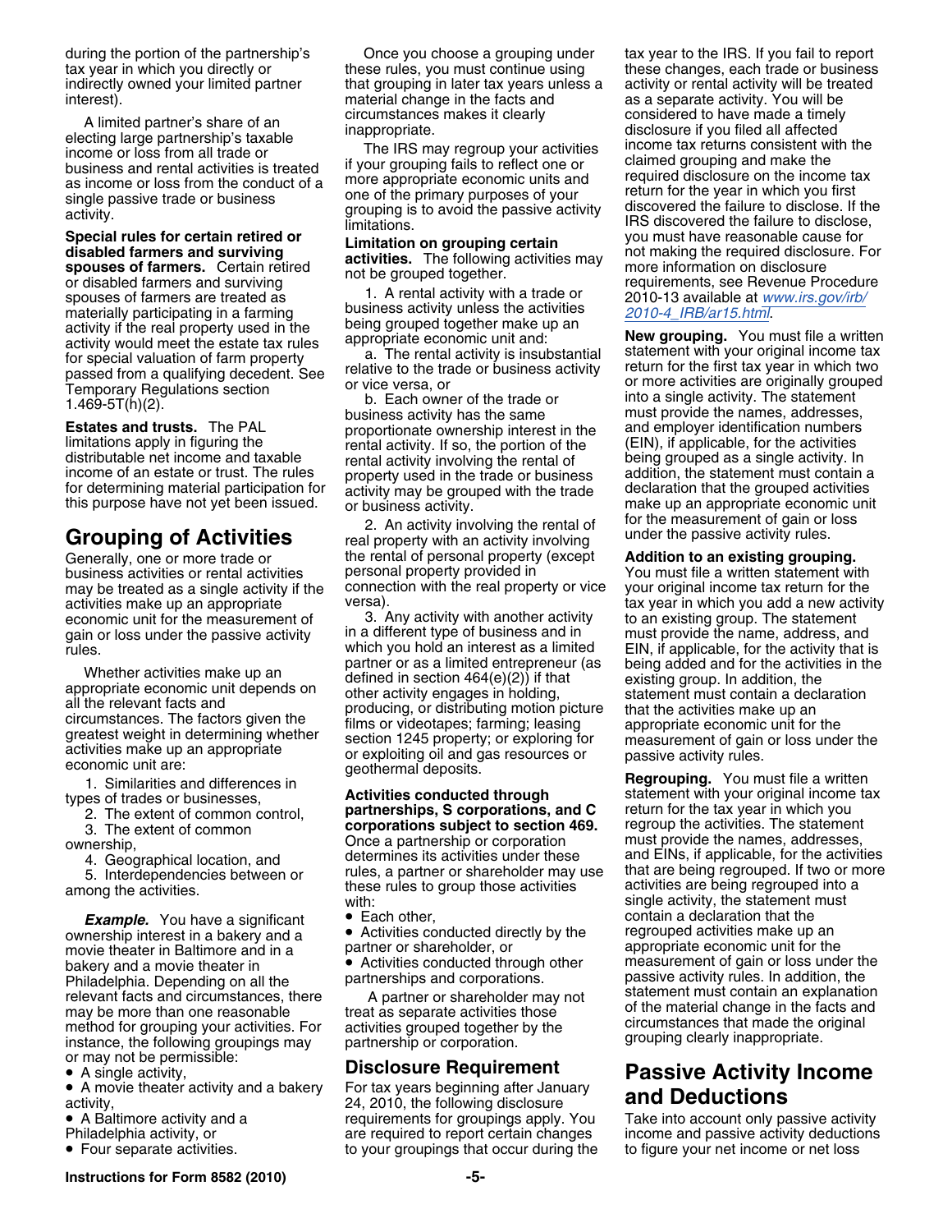during the portion of the partnership's tax year in which you directly or indirectly owned your limited partner interest).

A limited partner's share of an electing large partnership's taxable income or loss from all trade or business and rental activities is treated as income or loss from the conduct of a single passive trade or business activity.

**Special rules for certain retired or disabled farmers and surviving spouses of farmers.** Certain retired or disabled farmers and surviving spouses of farmers are treated as materially participating in a farming activity if the real property used in the activity would meet the estate tax rules for special valuation of farm property passed from a qualifying decedent. See Temporary Regulations section 1.469-5T(h)(2).

**Estates and trusts.** The PAL limitations apply in figuring the distributable net income and taxable income of an estate or trust. The rules for determining material participation for this purpose have not yet been issued.

## Grouping of Activities

Generally, one or more trade or business activities or rental activities may be treated as a single activity if the activities make up an appropriate economic unit for the measurement of gain or loss under the passive activity rules.

Whether activities make up an appropriate economic unit depends on all the relevant facts and circumstances. The factors given the greatest weight in determining whether activities make up an appropriate economic unit are:

1. Similarities and differences in types of trades or businesses,
2. The extent of common control,
3. The extent of common ownership,
4. Geographical location, and
5. Interdependencies between or among the activities.

***Example.*** You have a significant ownership interest in a bakery and a movie theater in Baltimore and in a bakery and a movie theater in Philadelphia. Depending on all the relevant facts and circumstances, there may be more than one reasonable method for grouping your activities. For instance, the following groupings may or may not be permissible:

- A single activity,
- A movie theater activity and a bakery activity,
- A Baltimore activity and a Philadelphia activity, or
- Four separate activities.

Once you choose a grouping under these rules, you must continue using that grouping in later tax years unless a material change in the facts and circumstances makes it clearly inappropriate.

The IRS may regroup your activities if your grouping fails to reflect one or more appropriate economic units and one of the primary purposes of your grouping is to avoid the passive activity limitations.

**Limitation on grouping certain activities.** The following activities may not be grouped together.

1. A rental activity with a trade or business activity unless the activities being grouped together make up an appropriate economic unit and:

   a. The rental activity is insubstantial relative to the trade or business activity or vice versa, or

   b. Each owner of the trade or business activity has the same proportionate ownership interest in the rental activity. If so, the portion of the rental activity involving the rental of property used in the trade or business activity may be grouped with the trade or business activity.

2. An activity involving the rental of real property with an activity involving the rental of personal property (except personal property provided in connection with the real property or vice versa).

3. Any activity with another activity in a different type of business and in which you hold an interest as a limited partner or as a limited entrepreneur (as defined in section 464(e)(2)) if that other activity engages in holding, producing, or distributing motion picture films or videotapes; farming; leasing section 1245 property; or exploring for or exploiting oil and gas resources or geothermal deposits.

**Activities conducted through partnerships, S corporations, and C corporations subject to section 469.** Once a partnership or corporation determines its activities under these rules, a partner or shareholder may use these rules to group those activities with:

- Each other,
- Activities conducted directly by the partner or shareholder, or
- Activities conducted through other partnerships and corporations.

A partner or shareholder may not treat as separate activities those activities grouped together by the partnership or corporation.

## Disclosure Requirement

For tax years beginning after January 24, 2010, the following disclosure requirements for groupings apply. You are required to report certain changes to your groupings that occur during the tax year to the IRS. If you fail to report these changes, each trade or business activity or rental activity will be treated as a separate activity. You will be considered to have made a timely disclosure if you filed all affected income tax returns consistent with the claimed grouping and make the required disclosure on the income tax return for the year in which you first discovered the failure to disclose. If the IRS discovered the failure to disclose, you must have reasonable cause for not making the required disclosure. For more information on disclosure requirements, see Revenue Procedure 2010-13 available at www.irs.gov/irb/2010-4_IRB/ar15.html.

**New grouping.** You must file a written statement with your original income tax return for the first tax year in which two or more activities are originally grouped into a single activity. The statement must provide the names, addresses, and employer identification numbers (EIN), if applicable, for the activities being grouped as a single activity. In addition, the statement must contain a declaration that the grouped activities make up an appropriate economic unit for the measurement of gain or loss under the passive activity rules.

**Addition to an existing grouping.** You must file a written statement with your original income tax return for the tax year in which you add a new activity to an existing group. The statement must provide the name, address, and EIN, if applicable, for the activity that is being added and for the activities in the existing group. In addition, the statement must contain a declaration that the activities make up an appropriate economic unit for the measurement of gain or loss under the passive activity rules.

**Regrouping.** You must file a written statement with your original income tax return for the tax year in which you regroup the activities. The statement must provide the names, addresses, and EINs, if applicable, for the activities that are being regrouped. If two or more activities are being regrouped into a single activity, the statement must contain a declaration that the regrouped activities make up an appropriate economic unit for the measurement of gain or loss under the passive activity rules. In addition, the statement must contain an explanation of the material change in the facts and circumstances that made the original grouping clearly inappropriate.

## Passive Activity Income and Deductions

Take into account only passive activity income and passive activity deductions to figure your net income or net loss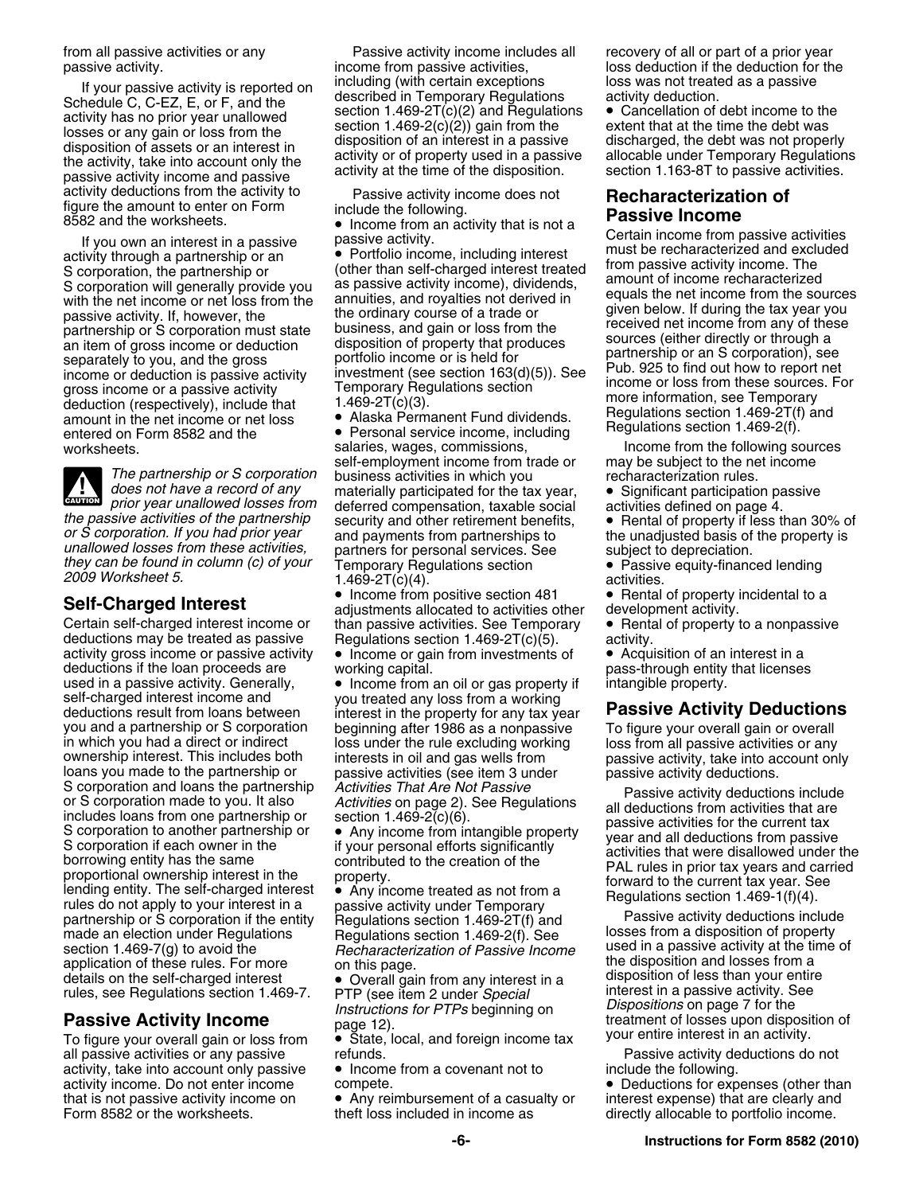from all passive activities or any passive activity.

If your passive activity is reported on Schedule C, C-EZ, E, or F, and the activity has no prior year unallowed losses or any gain or loss from the disposition of assets or an interest in the activity, take into account only the passive activity income and passive activity deductions from the activity to figure the amount to enter on Form 8582 and the worksheets.

If you own an interest in a passive activity through a partnership or an S corporation, the partnership or S corporation will generally provide you with the net income or net loss from the passive activity. If, however, the partnership or S corporation must state an item of gross income or deduction separately to you, and the gross income or deduction is passive activity gross income or a passive activity deduction (respectively), include that amount in the net income or net loss entered on Form 8582 and the worksheets.

**CAUTION** *The partnership or S corporation does not have a record of any prior year unallowed losses from the passive activities of the partnership or S corporation. If you had prior year unallowed losses from these activities, they can be found in column (c) of your 2009 Worksheet 5.*

## Self-Charged Interest

Certain self-charged interest income or deductions may be treated as passive activity gross income or passive activity deductions if the loan proceeds are used in a passive activity. Generally, self-charged interest income and deductions result from loans between you and a partnership or S corporation in which you had a direct or indirect ownership interest. This includes both loans you made to the partnership or S corporation and loans the partnership or S corporation made to you. It also includes loans from one partnership or S corporation to another partnership or S corporation if each owner in the borrowing entity has the same proportional ownership interest in the lending entity. The self-charged interest rules do not apply to your interest in a partnership or S corporation if the entity made an election under Regulations section 1.469-7(g) to avoid the application of these rules. For more details on the self-charged interest rules, see Regulations section 1.469-7.

## Passive Activity Income

To figure your overall gain or loss from all passive activities or any passive activity, take into account only passive activity income. Do not enter income that is not passive activity income on Form 8582 or the worksheets.

Passive activity income includes all income from passive activities, including (with certain exceptions described in Temporary Regulations section 1.469-2T(c)(2) and Regulations section 1.469-2(c)(2)) gain from the disposition of an interest in a passive activity or of property used in a passive activity at the time of the disposition.

Passive activity income does not include the following.

- Income from an activity that is not a passive activity.
- Portfolio income, including interest (other than self-charged interest treated as passive activity income), dividends, annuities, and royalties not derived in the ordinary course of a trade or business, and gain or loss from the disposition of property that produces portfolio income or is held for investment (see section 163(d)(5)). See Temporary Regulations section 1.469-2T(c)(3).
- Alaska Permanent Fund dividends.
- Personal service income, including salaries, wages, commissions, self-employment income from trade or business activities in which you materially participated for the tax year, deferred compensation, taxable social security and other retirement benefits, and payments from partnerships to partners for personal services. See Temporary Regulations section 1.469-2T(c)(4).
- Income from positive section 481 adjustments allocated to activities other than passive activities. See Temporary Regulations section 1.469-2T(c)(5).
- Income or gain from investments of working capital.
- Income from an oil or gas property if you treated any loss from a working interest in the property for any tax year beginning after 1986 as a nonpassive loss under the rule excluding working interests in oil and gas wells from passive activities (see item 3 under *Activities That Are Not Passive Activities* on page 2). See Regulations section 1.469-2(c)(6).
- Any income from intangible property if your personal efforts significantly contributed to the creation of the property.
- Any income treated as not from a passive activity under Temporary Regulations section 1.469-2T(f) and Regulations section 1.469-2(f). See *Recharacterization of Passive Income* on this page.
- Overall gain from any interest in a PTP (see item 2 under *Special Instructions for PTPs* beginning on page 12).
- State, local, and foreign income tax refunds.
- Income from a covenant not to compete.
- Any reimbursement of a casualty or theft loss included in income as recovery of all or part of a prior year loss deduction if the deduction for the loss was not treated as a passive activity deduction.
- Cancellation of debt income to the extent that at the time the debt was discharged, the debt was not properly allocable under Temporary Regulations section 1.163-8T to passive activities.

## Recharacterization of Passive Income

Certain income from passive activities must be recharacterized and excluded from passive activity income. The amount of income recharacterized equals the net income from the sources given below. If during the tax year you received net income from any of these sources (either directly or through a partnership or an S corporation), see Pub. 925 to find out how to report net income or loss from these sources. For more information, see Temporary Regulations section 1.469-2T(f) and Regulations section 1.469-2(f).

Income from the following sources may be subject to the net income recharacterization rules.

- Significant participation passive activities defined on page 4.
- Rental of property if less than 30% of the unadjusted basis of the property is subject to depreciation.
- Passive equity-financed lending activities.
- Rental of property incidental to a development activity.
- Rental of property to a nonpassive activity.
- Acquisition of an interest in a pass-through entity that licenses intangible property.

## Passive Activity Deductions

To figure your overall gain or overall loss from all passive activities or any passive activity, take into account only passive activity deductions.

Passive activity deductions include all deductions from activities that are passive activities for the current tax year and all deductions from passive activities that were disallowed under the PAL rules in prior tax years and carried forward to the current tax year. See Regulations section 1.469-1(f)(4).

Passive activity deductions include losses from a disposition of property used in a passive activity at the time of the disposition and losses from a disposition of less than your entire interest in a passive activity. See *Dispositions* on page 7 for the treatment of losses upon disposition of your entire interest in an activity.

Passive activity deductions do not include the following.

- Deductions for expenses (other than interest expense) that are clearly and directly allocable to portfolio income.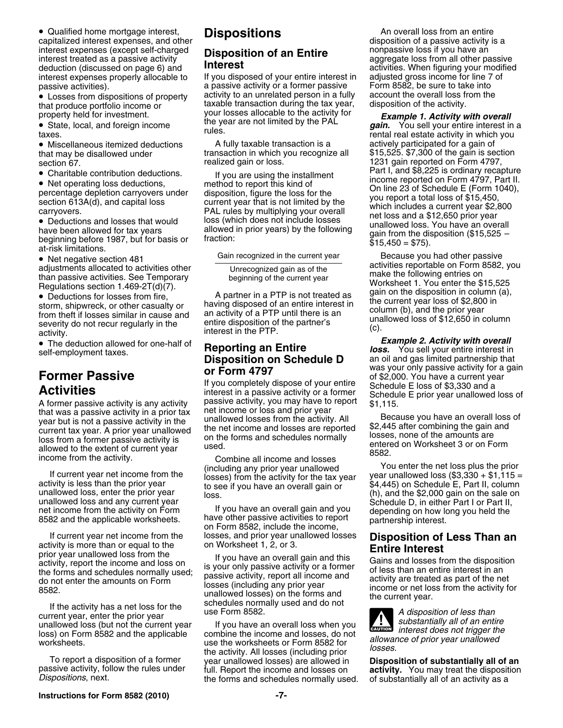- Qualified home mortgage interest, capitalized interest expenses, and other interest expenses (except self-charged interest treated as a passive activity deduction (discussed on page 6) and interest expenses properly allocable to passive activities).
- Losses from dispositions of property that produce portfolio income or property held for investment.
- State, local, and foreign income taxes.
- Miscellaneous itemized deductions that may be disallowed under section 67.
- Charitable contribution deductions.
- Net operating loss deductions, percentage depletion carryovers under section 613A(d), and capital loss carryovers.
- Deductions and losses that would have been allowed for tax years beginning before 1987, but for basis or at-risk limitations.
- Net negative section 481 adjustments allocated to activities other than passive activities. See Temporary Regulations section 1.469-2T(d)(7).
- Deductions for losses from fire, storm, shipwreck, or other casualty or from theft if losses similar in cause and severity do not recur regularly in the activity.
- The deduction allowed for one-half of self-employment taxes.

## Former Passive Activities

A former passive activity is any activity that was a passive activity in a prior tax year but is not a passive activity in the current tax year. A prior year unallowed loss from a former passive activity is allowed to the extent of current year income from the activity.

If current year net income from the activity is less than the prior year unallowed loss, enter the prior year unallowed loss and any current year net income from the activity on Form 8582 and the applicable worksheets.

If current year net income from the activity is more than or equal to the prior year unallowed loss from the activity, report the income and loss on the forms and schedules normally used; do not enter the amounts on Form 8582.

If the activity has a net loss for the current year, enter the prior year unallowed loss (but not the current year loss) on Form 8582 and the applicable worksheets.

To report a disposition of a former passive activity, follow the rules under *Dispositions*, next.

## Dispositions

### Disposition of an Entire Interest

If you disposed of your entire interest in a passive activity or a former passive activity to an unrelated person in a fully taxable transaction during the tax year, your losses allocable to the activity for the year are not limited by the PAL rules.

A fully taxable transaction is a transaction in which you recognize all realized gain or loss.

If you are using the installment method to report this kind of disposition, figure the loss for the current year that is not limited by the PAL rules by multiplying your overall loss (which does not include losses allowed in prior years) by the following fraction:

$$\frac{\text{Gain recognized in the current year}}{\text{Unrecognized gain as of the beginning of the current year}}$$

A partner in a PTP is not treated as having disposed of an entire interest in an activity of a PTP until there is an entire disposition of the partner's interest in the PTP.

### Reporting an Entire Disposition on Schedule D or Form 4797

If you completely dispose of your entire interest in a passive activity or a former passive activity, you may have to report net income or loss and prior year unallowed losses from the activity. All the net income and losses are reported on the forms and schedules normally used.

Combine all income and losses (including any prior year unallowed losses) from the activity for the tax year to see if you have an overall gain or loss.

If you have an overall gain and you have other passive activities to report on Form 8582, include the income, losses, and prior year unallowed losses on Worksheet 1, 2, or 3.

If you have an overall gain and this is your only passive activity or a former passive activity, report all income and losses (including any prior year unallowed losses) on the forms and schedules normally used and do not use Form 8582.

If you have an overall loss when you combine the income and losses, do not use the worksheets or Form 8582 for the activity. All losses (including prior year unallowed losses) are allowed in full. Report the income and losses on the forms and schedules normally used.

An overall loss from an entire disposition of a passive activity is a nonpassive loss if you have an aggregate loss from all other passive activities. When figuring your modified adjusted gross income for line 7 of Form 8582, be sure to take into account the overall loss from the disposition of the activity.

***Example 1. Activity with overall gain.*** You sell your entire interest in a rental real estate activity in which you actively participated for a gain of $15,525. $7,300 of the gain is section 1231 gain reported on Form 4797, Part I, and $8,225 is ordinary recapture income reported on Form 4797, Part II. On line 23 of Schedule E (Form 1040), you report a total loss of $15,450, which includes a current year $2,800 net loss and a $12,650 prior year unallowed loss. You have an overall gain from the disposition ($15,525 − $15,450 = $75).

Because you had other passive activities reportable on Form 8582, you make the following entries on Worksheet 1. You enter the $15,525 gain on the disposition in column (a), the current year loss of $2,800 in column (b), and the prior year unallowed loss of $12,650 in column (c).

***Example 2. Activity with overall loss.*** You sell your entire interest in an oil and gas limited partnership that was your only passive activity for a gain of $2,000. You have a current year Schedule E loss of $3,330 and a Schedule E prior year unallowed loss of $1,115.

Because you have an overall loss of $2,445 after combining the gain and losses, none of the amounts are entered on Worksheet 3 or on Form 8582.

You enter the net loss plus the prior year unallowed loss ($3,330 + $1,115 = $4,445) on Schedule E, Part II, column (h), and the $2,000 gain on the sale on Schedule D, in either Part I or Part II, depending on how long you held the partnership interest.

### Disposition of Less Than an Entire Interest

Gains and losses from the disposition of less than an entire interest in an activity are treated as part of the net income or net loss from the activity for the current year.

**CAUTION:** *A disposition of less than substantially all of an entire interest does not trigger the allowance of prior year unallowed losses.*

**Disposition of substantially all of an activity.** You may treat the disposition of substantially all of an activity as a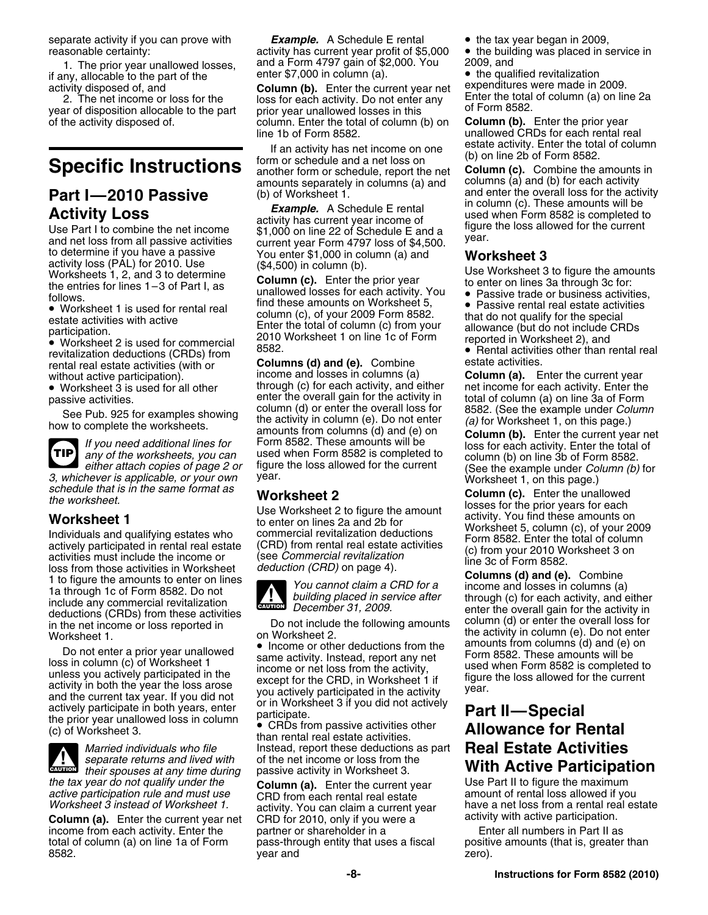separate activity if you can prove with reasonable certainty:

1. The prior year unallowed losses, if any, allocable to the part of the activity disposed of, and
2. The net income or loss for the year of disposition allocable to the part of the activity disposed of.

# Specific Instructions

## Part I—2010 Passive Activity Loss

Use Part I to combine the net income and net loss from all passive activities to determine if you have a passive activity loss (PAL) for 2010. Use Worksheets 1, 2, and 3 to determine the entries for lines 1–3 of Part I, as follows.

- Worksheet 1 is used for rental real estate activities with active participation.
- Worksheet 2 is used for commercial revitalization deductions (CRDs) from rental real estate activities (with or without active participation).
- Worksheet 3 is used for all other passive activities.

See Pub. 925 for examples showing how to complete the worksheets.

**TIP** *If you need additional lines for any of the worksheets, you can either attach copies of page 2 or 3, whichever is applicable, or your own schedule that is in the same format as the worksheet.*

### Worksheet 1

Individuals and qualifying estates who actively participated in rental real estate activities must include the income or loss from those activities in Worksheet 1 to figure the amounts to enter on lines 1a through 1c of Form 8582. Do not include any commercial revitalization deductions (CRDs) from these activities in the net income or loss reported in Worksheet 1.

Do not enter a prior year unallowed loss in column (c) of Worksheet 1 unless you actively participated in the activity in both the year the loss arose and the current tax year. If you did not actively participate in both years, enter the prior year unallowed loss in column (c) of Worksheet 3.

**CAUTION** *Married individuals who file separate returns and lived with their spouses at any time during the tax year do not qualify under the active participation rule and must use Worksheet 3 instead of Worksheet 1.*

**Column (a).** Enter the current year net income from each activity. Enter the total of column (a) on line 1a of Form 8582.

***Example.*** A Schedule E rental activity has current year profit of $5,000 and a Form 4797 gain of $2,000. You enter $7,000 in column (a).

**Column (b).** Enter the current year net loss for each activity. Do not enter any prior year unallowed losses in this column. Enter the total of column (b) on line 1b of Form 8582.

If an activity has net income on one form or schedule and a net loss on another form or schedule, report the net amounts separately in columns (a) and (b) of Worksheet 1.

***Example.*** A Schedule E rental activity has current year income of $1,000 on line 22 of Schedule E and a current year Form 4797 loss of $4,500. You enter $1,000 in column (a) and ($4,500) in column (b).

**Column (c).** Enter the prior year unallowed losses for each activity. You find these amounts on Worksheet 5, column (c), of your 2009 Form 8582. Enter the total of column (c) from your 2010 Worksheet 1 on line 1c of Form 8582.

**Columns (d) and (e).** Combine income and losses in columns (a) through (c) for each activity, and either enter the overall gain for the activity in column (d) or enter the overall loss for the activity in column (e). Do not enter amounts from columns (d) and (e) on Form 8582. These amounts will be used when Form 8582 is completed to figure the loss allowed for the current year.

### Worksheet 2

Use Worksheet 2 to figure the amount to enter on lines 2a and 2b for commercial revitalization deductions (CRD) from rental real estate activities (see *Commercial revitalization deduction (CRD)* on page 4).

**CAUTION** *You cannot claim a CRD for a building placed in service after December 31, 2009.*

Do not include the following amounts on Worksheet 2.

- Income or other deductions from the same activity. Instead, report any net income or net loss from the activity, except for the CRD, in Worksheet 1 if you actively participated in the activity or in Worksheet 3 if you did not actively participate.
- CRDs from passive activities other than rental real estate activities. Instead, report these deductions as part of the net income or loss from the passive activity in Worksheet 3.

**Column (a).** Enter the current year CRD from each rental real estate activity. You can claim a current year CRD for 2010, only if you were a partner or shareholder in a pass-through entity that uses a fiscal year and

- the tax year began in 2009,
- the building was placed in service in 2009, and
- the qualified revitalization expenditures were made in 2009.

Enter the total of column (a) on line 2a of Form 8582.

**Column (b).** Enter the prior year unallowed CRDs for each rental real estate activity. Enter the total of column (b) on line 2b of Form 8582.

**Column (c).** Combine the amounts in columns (a) and (b) for each activity and enter the overall loss for the activity in column (c). These amounts will be used when Form 8582 is completed to figure the loss allowed for the current year.

### Worksheet 3

Use Worksheet 3 to figure the amounts to enter on lines 3a through 3c for:

- Passive trade or business activities,
- Passive rental real estate activities that do not qualify for the special allowance (but do not include CRDs reported in Worksheet 2), and
- Rental activities other than rental real estate activities.

**Column (a).** Enter the current year net income for each activity. Enter the total of column (a) on line 3a of Form 8582. (See the example under *Column (a)* for Worksheet 1, on this page.)

**Column (b).** Enter the current year net loss for each activity. Enter the total of column (b) on line 3b of Form 8582. (See the example under *Column (b)* for Worksheet 1, on this page.)

**Column (c).** Enter the unallowed losses for the prior years for each activity. You find these amounts on Worksheet 5, column (c), of your 2009 Form 8582. Enter the total of column (c) from your 2010 Worksheet 3 on line 3c of Form 8582.

**Columns (d) and (e).** Combine income and losses in columns (a) through (c) for each activity, and either enter the overall gain for the activity in column (d) or enter the overall loss for the activity in column (e). Do not enter amounts from columns (d) and (e) on Form 8582. These amounts will be used when Form 8582 is completed to figure the loss allowed for the current year.

## Part II—Special Allowance for Rental Real Estate Activities With Active Participation

Use Part II to figure the maximum amount of rental loss allowed if you have a net loss from a rental real estate activity with active participation.

Enter all numbers in Part II as positive amounts (that is, greater than zero).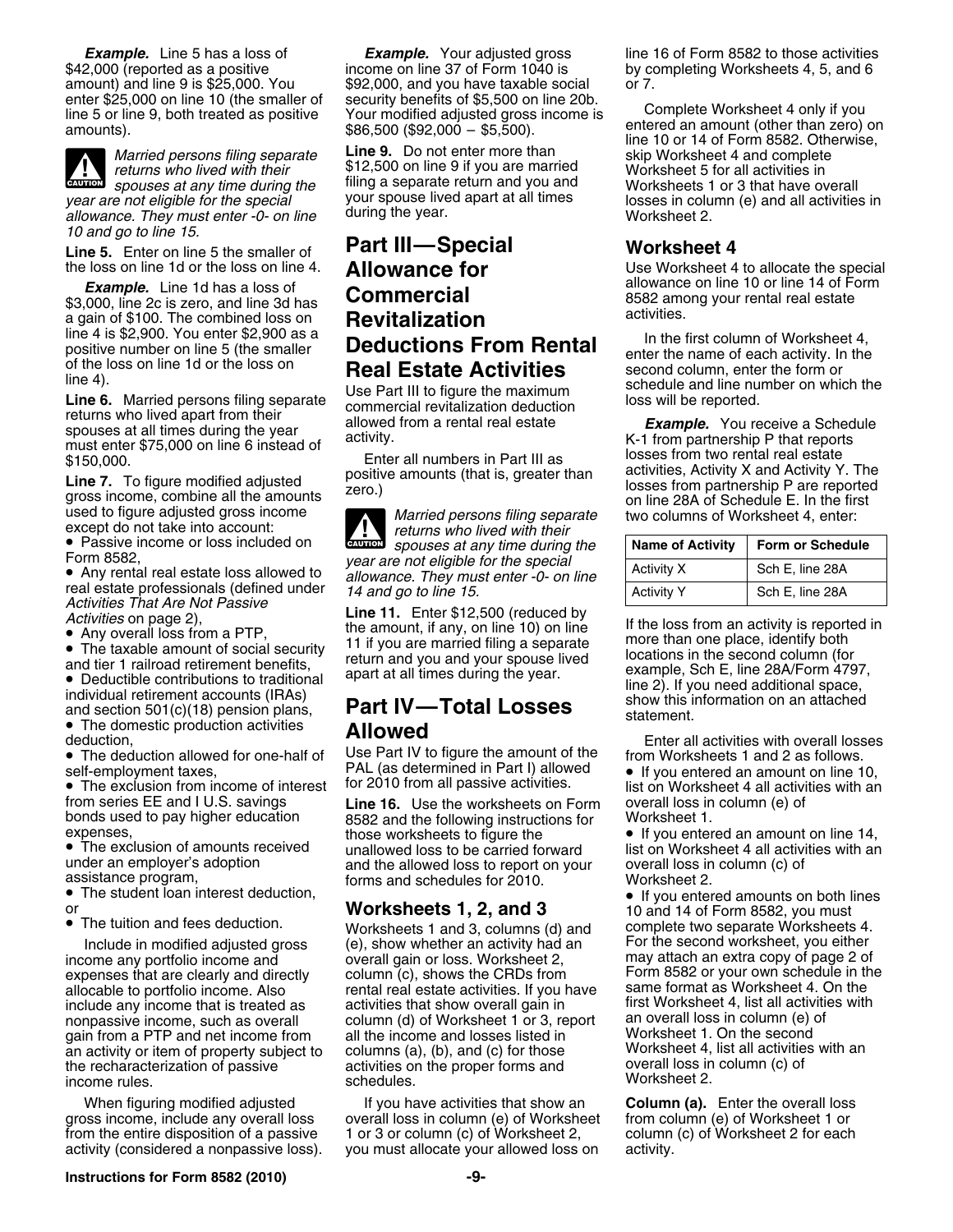***Example.*** Line 5 has a loss of $42,000 (reported as a positive amount) and line 9 is $25,000. You enter $25,000 on line 10 (the smaller of line 5 or line 9, both treated as positive amounts).

> **CAUTION** *Married persons filing separate returns who lived with their spouses at any time during the year are not eligible for the special allowance. They must enter -0- on line 10 and go to line 15.*

**Line 5.** Enter on line 5 the smaller of the loss on line 1d or the loss on line 4.

***Example.*** Line 1d has a loss of $3,000, line 2c is zero, and line 3d has a gain of $100. The combined loss on line 4 is $2,900. You enter $2,900 as a positive number on line 5 (the smaller of the loss on line 1d or the loss on line 4).

**Line 6.** Married persons filing separate returns who lived apart from their spouses at all times during the year must enter $75,000 on line 6 instead of $150,000.

**Line 7.** To figure modified adjusted gross income, combine all the amounts used to figure adjusted gross income except do not take into account:

- Passive income or loss included on Form 8582,
- Any rental real estate loss allowed to real estate professionals (defined under *Activities That Are Not Passive Activities* on page 2),
- Any overall loss from a PTP,
- The taxable amount of social security and tier 1 railroad retirement benefits,
- Deductible contributions to traditional individual retirement accounts (IRAs) and section 501(c)(18) pension plans,
- The domestic production activities deduction,
- The deduction allowed for one-half of self-employment taxes,
- The exclusion from income of interest from series EE and I U.S. savings bonds used to pay higher education expenses,
- The exclusion of amounts received under an employer's adoption assistance program,
- The student loan interest deduction, or
- The tuition and fees deduction.

Include in modified adjusted gross income any portfolio income and expenses that are clearly and directly allocable to portfolio income. Also include any income that is treated as nonpassive income, such as overall gain from a PTP and net income from an activity or item of property subject to the recharacterization of passive income rules.

When figuring modified adjusted gross income, include any overall loss from the entire disposition of a passive activity (considered a nonpassive loss).

***Example.*** Your adjusted gross income on line 37 of Form 1040 is $92,000, and you have taxable social security benefits of $5,500 on line 20b. Your modified adjusted gross income is $86,500 ($92,000 − $5,500).

**Line 9.** Do not enter more than $12,500 on line 9 if you are married filing a separate return and you and your spouse lived apart at all times during the year.

## Part III—Special Allowance for Commercial Revitalization Deductions From Rental Real Estate Activities

Use Part III to figure the maximum commercial revitalization deduction allowed from a rental real estate activity.

Enter all numbers in Part III as positive amounts (that is, greater than zero.)

> **CAUTION** *Married persons filing separate returns who lived with their spouses at any time during the year are not eligible for the special allowance. They must enter -0- on line 14 and go to line 15.*

**Line 11.** Enter $12,500 (reduced by the amount, if any, on line 10) on line 11 if you are married filing a separate return and you and your spouse lived apart at all times during the year.

## Part IV—Total Losses Allowed

Use Part IV to figure the amount of the PAL (as determined in Part I) allowed for 2010 from all passive activities.

**Line 16.** Use the worksheets on Form 8582 and the following instructions for those worksheets to figure the unallowed loss to be carried forward and the allowed loss to report on your forms and schedules for 2010.

### Worksheets 1, 2, and 3

Worksheets 1 and 3, columns (d) and (e), show whether an activity had an overall gain or loss. Worksheet 2, column (c), shows the CRDs from rental real estate activities. If you have activities that show overall gain in column (d) of Worksheet 1 or 3, report all the income and losses listed in columns (a), (b), and (c) for those activities on the proper forms and schedules.

If you have activities that show an overall loss in column (e) of Worksheet 1 or 3 or column (c) of Worksheet 2, you must allocate your allowed loss on line 16 of Form 8582 to those activities by completing Worksheets 4, 5, and 6 or 7.

Complete Worksheet 4 only if you entered an amount (other than zero) on line 10 or 14 of Form 8582. Otherwise, skip Worksheet 4 and complete Worksheet 5 for all activities in Worksheets 1 or 3 that have overall losses in column (e) and all activities in Worksheet 2.

### Worksheet 4

Use Worksheet 4 to allocate the special allowance on line 10 or line 14 of Form 8582 among your rental real estate activities.

In the first column of Worksheet 4, enter the name of each activity. In the second column, enter the form or schedule and line number on which the loss will be reported.

***Example.*** You receive a Schedule K-1 from partnership P that reports losses from two rental real estate activities, Activity X and Activity Y. The losses from partnership P are reported on line 28A of Schedule E. In the first two columns of Worksheet 4, enter:

| Name of Activity | Form or Schedule |
|---|---|
| Activity X | Sch E, line 28A |
| Activity Y | Sch E, line 28A |

If the loss from an activity is reported in more than one place, identify both locations in the second column (for example, Sch E, line 28A/Form 4797, line 2). If you need additional space, show this information on an attached statement.

Enter all activities with overall losses from Worksheets 1 and 2 as follows.

- If you entered an amount on line 10, list on Worksheet 4 all activities with an overall loss in column (e) of Worksheet 1.
- If you entered an amount on line 14, list on Worksheet 4 all activities with an overall loss in column (c) of Worksheet 2.
- If you entered amounts on both lines 10 and 14 of Form 8582, you must complete two separate Worksheets 4. For the second worksheet, you either may attach an extra copy of page 2 of Form 8582 or your own schedule in the same format as Worksheet 4. On the first Worksheet 4, list all activities with an overall loss in column (e) of Worksheet 1. On the second Worksheet 4, list all activities with an overall loss in column (c) of Worksheet 2.

**Column (a).** Enter the overall loss from column (e) of Worksheet 1 or column (c) of Worksheet 2 for each activity.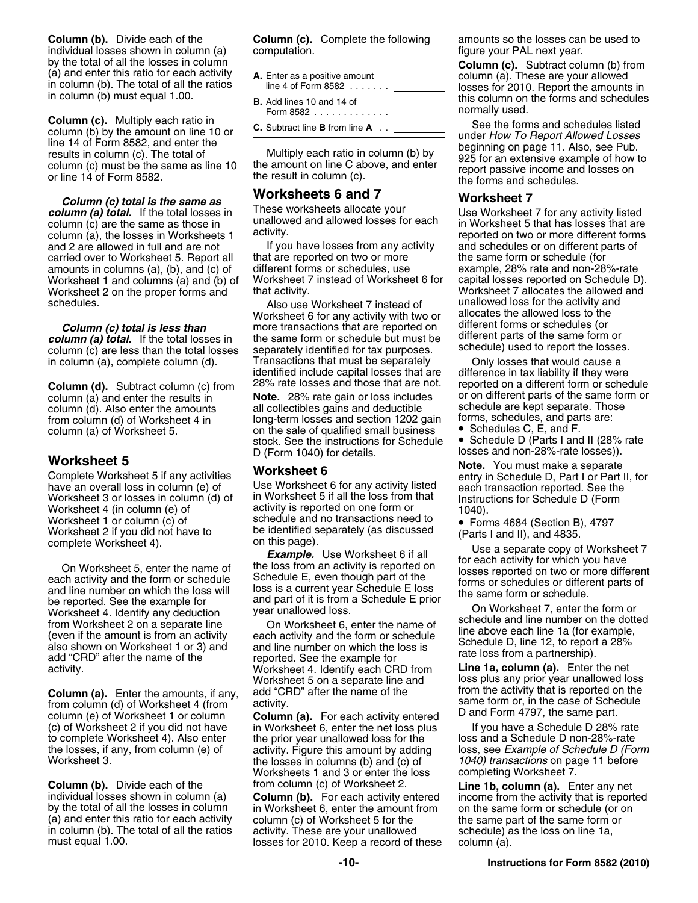**Column (b).** Divide each of the individual losses shown in column (a) by the total of all the losses in column (a) and enter this ratio for each activity in column (b). The total of all the ratios in column (b) must equal 1.00.

**Column (c).** Multiply each ratio in column (b) by the amount on line 10 or line 14 of Form 8582, and enter the results in column (c). The total of column (c) must be the same as line 10 or line 14 of Form 8582.

***Column (c) total is the same as column (a) total.*** If the total losses in column (c) are the same as those in column (a), the losses in Worksheets 1 and 2 are allowed in full and are not carried over to Worksheet 5. Report all amounts in columns (a), (b), and (c) of Worksheet 1 and columns (a) and (b) of Worksheet 2 on the proper forms and schedules.

***Column (c) total is less than column (a) total.*** If the total losses in column (c) are less than the total losses in column (a), complete column (d).

**Column (d).** Subtract column (c) from column (a) and enter the results in column (d). Also enter the amounts from column (d) of Worksheet 4 in column (a) of Worksheet 5.

## Worksheet 5

Complete Worksheet 5 if any activities have an overall loss in column (e) of Worksheet 3 or losses in column (d) of Worksheet 4 (in column (e) of Worksheet 1 or column (c) of Worksheet 2 if you did not have to complete Worksheet 4).

On Worksheet 5, enter the name of each activity and the form or schedule and line number on which the loss will be reported. See the example for Worksheet 4. Identify any deduction from Worksheet 2 on a separate line (even if the amount is from an activity also shown on Worksheet 1 or 3) and add "CRD" after the name of the activity.

**Column (a).** Enter the amounts, if any, from column (d) of Worksheet 4 (from column (e) of Worksheet 1 or column (c) of Worksheet 2 if you did not have to complete Worksheet 4). Also enter the losses, if any, from column (e) of Worksheet 3.

**Column (b).** Divide each of the individual losses shown in column (a) by the total of all the losses in column (a) and enter this ratio for each activity in column (b). The total of all the ratios must equal 1.00.

**Column (c).** Complete the following computation.

| | |
|---|---|
| **A.** Enter as a positive amount line 4 of Form 8582 . . . . . . . | ________ |
| **B.** Add lines 10 and 14 of Form 8582 . . . . . . . . . . . . . | ________ |
| **C.** Subtract line **B** from line **A** . . | ________ |

Multiply each ratio in column (b) by the amount on line C above, and enter the result in column (c).

## Worksheets 6 and 7

These worksheets allocate your unallowed and allowed losses for each activity.

If you have losses from any activity that are reported on two or more different forms or schedules, use Worksheet 7 instead of Worksheet 6 for that activity.

Also use Worksheet 7 instead of Worksheet 6 for any activity with two or more transactions that are reported on the same form or schedule but must be separately identified for tax purposes. Transactions that must be separately identified include capital losses that are 28% rate losses and those that are not.

**Note.** 28% rate gain or loss includes all collectibles gains and deductible long-term losses and section 1202 gain on the sale of qualified small business stock. See the instructions for Schedule D (Form 1040) for details.

## Worksheet 6

Use Worksheet 6 for any activity listed in Worksheet 5 if all the loss from that activity is reported on one form or schedule and no transactions need to be identified separately (as discussed on this page).

***Example.*** Use Worksheet 6 if all the loss from an activity is reported on Schedule E, even though part of the loss is a current year Schedule E loss and part of it is from a Schedule E prior year unallowed loss.

On Worksheet 6, enter the name of each activity and the form or schedule and line number on which the loss is reported. See the example for Worksheet 4. Identify each CRD from Worksheet 5 on a separate line and add "CRD" after the name of the activity.

**Column (a).** For each activity entered in Worksheet 6, enter the net loss plus the prior year unallowed loss for the activity. Figure this amount by adding the losses in columns (b) and (c) of Worksheets 1 and 3 or enter the loss from column (c) of Worksheet 2.

**Column (b).** For each activity entered in Worksheet 6, enter the amount from column (c) of Worksheet 5 for the activity. These are your unallowed losses for 2010. Keep a record of these amounts so the losses can be used to figure your PAL next year.

**Column (c).** Subtract column (b) from column (a). These are your allowed losses for 2010. Report the amounts in this column on the forms and schedules normally used.

See the forms and schedules listed under *How To Report Allowed Losses* beginning on page 11. Also, see Pub. 925 for an extensive example of how to report passive income and losses on the forms and schedules.

## Worksheet 7

Use Worksheet 7 for any activity listed in Worksheet 5 that has losses that are reported on two or more different forms and schedules or on different parts of the same form or schedule (for example, 28% rate and non-28%-rate capital losses reported on Schedule D). Worksheet 7 allocates the allowed and unallowed loss for the activity and allocates the allowed loss to the different forms or schedules (or different parts of the same form or schedule) used to report the losses.

Only losses that would cause a difference in tax liability if they were reported on a different form or schedule or on different parts of the same form or schedule are kept separate. Those forms, schedules, and parts are:

- Schedules C, E, and F.
- Schedule D (Parts I and II (28% rate losses and non-28%-rate losses)).

**Note.** You must make a separate entry in Schedule D, Part I or Part II, for each transaction reported. See the Instructions for Schedule D (Form 1040).

- Forms 4684 (Section B), 4797 (Parts I and II), and 4835.

Use a separate copy of Worksheet 7 for each activity for which you have losses reported on two or more different forms or schedules or different parts of the same form or schedule.

On Worksheet 7, enter the form or schedule and line number on the dotted line above each line 1a (for example, Schedule D, line 12, to report a 28% rate loss from a partnership).

**Line 1a, column (a).** Enter the net loss plus any prior year unallowed loss from the activity that is reported on the same form or, in the case of Schedule D and Form 4797, the same part.

If you have a Schedule D 28% rate loss and a Schedule D non-28%-rate loss, see *Example of Schedule D (Form 1040) transactions* on page 11 before completing Worksheet 7.

**Line 1b, column (a).** Enter any net income from the activity that is reported on the same form or schedule (or on the same part of the same form or schedule) as the loss on line 1a, column (a).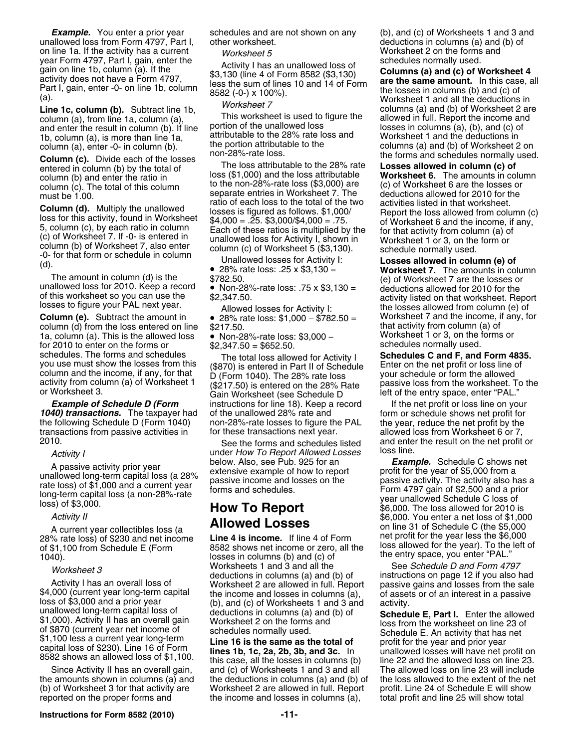***Example.*** You enter a prior year unallowed loss from Form 4797, Part I, on line 1a. If the activity has a current year Form 4797, Part I, gain, enter the gain on line 1b, column (a). If the activity does not have a Form 4797, Part I, gain, enter -0- on line 1b, column (a).

**Line 1c, column (b).** Subtract line 1b, column (a), from line 1a, column (a), and enter the result in column (b). If line 1b, column (a), is more than line 1a, column (a), enter -0- in column (b).

**Column (c).** Divide each of the losses entered in column (b) by the total of column (b) and enter the ratio in column (c). The total of this column must be 1.00.

**Column (d).** Multiply the unallowed loss for this activity, found in Worksheet 5, column (c), by each ratio in column (c) of Worksheet 7. If -0- is entered in column (b) of Worksheet 7, also enter -0- for that form or schedule in column (d).

The amount in column (d) is the unallowed loss for 2010. Keep a record of this worksheet so you can use the losses to figure your PAL next year.

**Column (e).** Subtract the amount in column (d) from the loss entered on line 1a, column (a). This is the allowed loss for 2010 to enter on the forms or schedules. The forms and schedules you use must show the losses from this column and the income, if any, for that activity from column (a) of Worksheet 1 or Worksheet 3.

***Example of Schedule D (Form 1040) transactions.*** The taxpayer had the following Schedule D (Form 1040) transactions from passive activities in 2010.

*Activity I*

A passive activity prior year unallowed long-term capital loss (a 28% rate loss) of $1,000 and a current year long-term capital loss (a non-28%-rate loss) of $3,000.

*Activity II*

A current year collectibles loss (a 28% rate loss) of $230 and net income of $1,100 from Schedule E (Form 1040).

*Worksheet 3*

Activity I has an overall loss of $4,000 (current year long-term capital loss of $3,000 and a prior year unallowed long-term capital loss of $1,000). Activity II has an overall gain of $870 (current year net income of $1,100 less a current year long-term capital loss of $230). Line 16 of Form 8582 shows an allowed loss of $1,100.

Since Activity II has an overall gain, the amounts shown in columns (a) and (b) of Worksheet 3 for that activity are reported on the proper forms and schedules and are not shown on any other worksheet.

*Worksheet 5*

Activity I has an unallowed loss of $3,130 (line 4 of Form 8582 ($3,130) less the sum of lines 10 and 14 of Form 8582 (-0-) x 100%).

*Worksheet 7*

This worksheet is used to figure the portion of the unallowed loss attributable to the 28% rate loss and the portion attributable to the non-28%-rate loss.

The loss attributable to the 28% rate loss ($1,000) and the loss attributable to the non-28%-rate loss ($3,000) are separate entries in Worksheet 7. The ratio of each loss to the total of the two losses is figured as follows. $1,000/ $4,000 = .25. $3,000/$4,000 = .75. Each of these ratios is multiplied by the unallowed loss for Activity I, shown in column (c) of Worksheet 5 ($3,130).

Unallowed losses for Activity I:

- 28% rate loss: .25 x $3,130 = $782.50.
- Non-28%-rate loss: .75 x $3,130 = $2,347.50.

Allowed losses for Activity I:

- 28% rate loss: $1,000 − $782.50 = $217.50.
- Non-28%-rate loss: $3,000 − $2,347.50 = $652.50.

The total loss allowed for Activity I ($870) is entered in Part II of Schedule D (Form 1040). The 28% rate loss ($217.50) is entered on the 28% Rate Gain Worksheet (see Schedule D instructions for line 18). Keep a record of the unallowed 28% rate and non-28%-rate losses to figure the PAL for these transactions next year.

See the forms and schedules listed under *How To Report Allowed Losses* below. Also, see Pub. 925 for an extensive example of how to report passive income and losses on the forms and schedules.

## How To Report Allowed Losses

**Line 4 is income.** If line 4 of Form 8582 shows net income or zero, all the losses in columns (b) and (c) of Worksheets 1 and 3 and all the deductions in columns (a) and (b) of Worksheet 2 are allowed in full. Report the income and losses in columns (a), (b), and (c) of Worksheets 1 and 3 and deductions in columns (a) and (b) of Worksheet 2 on the forms and schedules normally used.

**Line 16 is the same as the total of lines 1b, 1c, 2a, 2b, 3b, and 3c.** In this case, all the losses in columns (b) and (c) of Worksheets 1 and 3 and all the deductions in columns (a) and (b) of Worksheet 2 are allowed in full. Report the income and losses in columns (a), (b), and (c) of Worksheets 1 and 3 and deductions in columns (a) and (b) of Worksheet 2 on the forms and schedules normally used.

**Columns (a) and (c) of Worksheet 4 are the same amount.** In this case, all the losses in columns (b) and (c) of Worksheet 1 and all the deductions in columns (a) and (b) of Worksheet 2 are allowed in full. Report the income and losses in columns (a), (b), and (c) of Worksheet 1 and the deductions in columns (a) and (b) of Worksheet 2 on the forms and schedules normally used.

**Losses allowed in column (c) of Worksheet 6.** The amounts in column (c) of Worksheet 6 are the losses or deductions allowed for 2010 for the activities listed in that worksheet. Report the loss allowed from column (c) of Worksheet 6 and the income, if any, for that activity from column (a) of Worksheet 1 or 3, on the form or schedule normally used.

**Losses allowed in column (e) of Worksheet 7.** The amounts in column (e) of Worksheet 7 are the losses or deductions allowed for 2010 for the activity listed on that worksheet. Report the losses allowed from column (e) of Worksheet 7 and the income, if any, for that activity from column (a) of Worksheet 1 or 3, on the forms or schedules normally used.

**Schedules C and F, and Form 4835.** Enter on the net profit or loss line of your schedule or form the allowed passive loss from the worksheet. To the left of the entry space, enter "PAL."

If the net profit or loss line on your form or schedule shows net profit for the year, reduce the net profit by the allowed loss from Worksheet 6 or 7, and enter the result on the net profit or loss line.

***Example.*** Schedule C shows net profit for the year of $5,000 from a passive activity. The activity also has a Form 4797 gain of $2,500 and a prior year unallowed Schedule C loss of $6,000. The loss allowed for 2010 is $6,000. You enter a net loss of $1,000 on line 31 of Schedule C (the $5,000 net profit for the year less the $6,000 loss allowed for the year). To the left of the entry space, you enter "PAL."

See *Schedule D and Form 4797* instructions on page 12 if you also had passive gains and losses from the sale of assets or of an interest in a passive activity.

**Schedule E, Part I.** Enter the allowed loss from the worksheet on line 23 of Schedule E. An activity that has net profit for the year and prior year unallowed losses will have net profit on line 22 and the allowed loss on line 23. The allowed loss on line 23 will include the loss allowed to the extent of the net profit. Line 24 of Schedule E will show total profit and line 25 will show total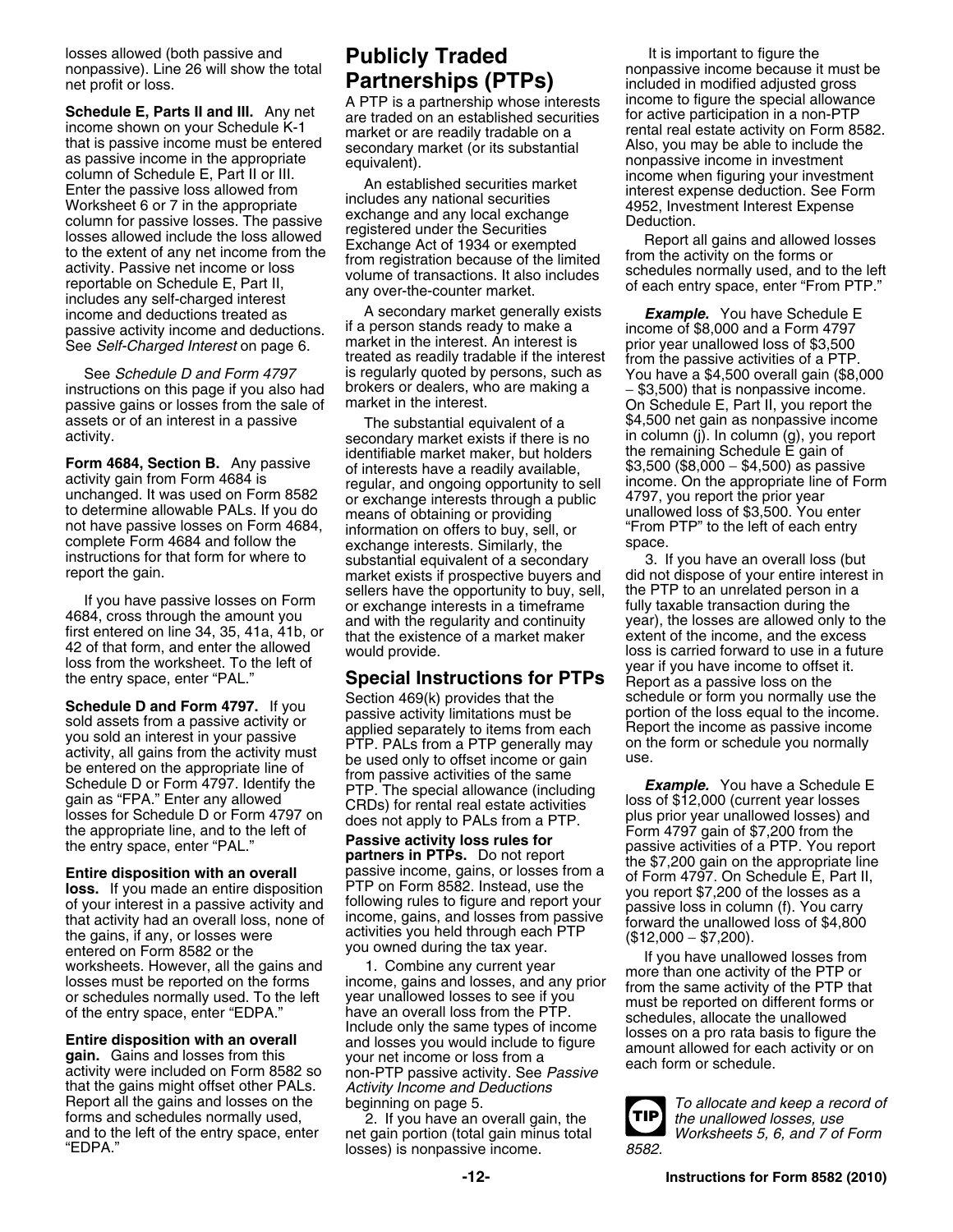losses allowed (both passive and nonpassive). Line 26 will show the total net profit or loss.

**Schedule E, Parts II and III.** Any net income shown on your Schedule K-1 that is passive income must be entered as passive income in the appropriate column of Schedule E, Part II or III. Enter the passive loss allowed from Worksheet 6 or 7 in the appropriate column for passive losses. The passive losses allowed include the loss allowed to the extent of any net income from the activity. Passive net income or loss reportable on Schedule E, Part II, includes any self-charged interest income and deductions treated as passive activity income and deductions. See *Self-Charged Interest* on page 6.

See *Schedule D and Form 4797* instructions on this page if you also had passive gains or losses from the sale of assets or of an interest in a passive activity.

**Form 4684, Section B.** Any passive activity gain from Form 4684 is unchanged. It was used on Form 8582 to determine allowable PALs. If you do not have passive losses on Form 4684, complete Form 4684 and follow the instructions for that form for where to report the gain.

If you have passive losses on Form 4684, cross through the amount you first entered on line 34, 35, 41a, 41b, or 42 of that form, and enter the allowed loss from the worksheet. To the left of the entry space, enter "PAL."

**Schedule D and Form 4797.** If you sold assets from a passive activity or you sold an interest in your passive activity, all gains from the activity must be entered on the appropriate line of Schedule D or Form 4797. Identify the gain as "FPA." Enter any allowed losses for Schedule D or Form 4797 on the appropriate line, and to the left of the entry space, enter "PAL."

**Entire disposition with an overall loss.** If you made an entire disposition of your interest in a passive activity and that activity had an overall loss, none of the gains, if any, or losses were entered on Form 8582 or the worksheets. However, all the gains and losses must be reported on the forms or schedules normally used. To the left of the entry space, enter "EDPA."

**Entire disposition with an overall gain.** Gains and losses from this activity were included on Form 8582 so that the gains might offset other PALs. Report all the gains and losses on the forms and schedules normally used, and to the left of the entry space, enter "EDPA."

## Publicly Traded Partnerships (PTPs)

A PTP is a partnership whose interests are traded on an established securities market or are readily tradable on a secondary market (or its substantial equivalent).

An established securities market includes any national securities exchange and any local exchange registered under the Securities Exchange Act of 1934 or exempted from registration because of the limited volume of transactions. It also includes any over-the-counter market.

A secondary market generally exists if a person stands ready to make a market in the interest. An interest is treated as readily tradable if the interest is regularly quoted by persons, such as brokers or dealers, who are making a market in the interest.

The substantial equivalent of a secondary market exists if there is no identifiable market maker, but holders of interests have a readily available, regular, and ongoing opportunity to sell or exchange interests through a public means of obtaining or providing information on offers to buy, sell, or exchange interests. Similarly, the substantial equivalent of a secondary market exists if prospective buyers and sellers have the opportunity to buy, sell, or exchange interests in a timeframe and with the regularity and continuity that the existence of a market maker would provide.

## Special Instructions for PTPs

Section 469(k) provides that the passive activity limitations must be applied separately to items from each PTP. PALs from a PTP generally may be used only to offset income or gain from passive activities of the same PTP. The special allowance (including CRDs) for rental real estate activities does not apply to PALs from a PTP.

**Passive activity loss rules for partners in PTPs.** Do not report passive income, gains, or losses from a PTP on Form 8582. Instead, use the following rules to figure and report your income, gains, and losses from passive activities you held through each PTP you owned during the tax year.

1. Combine any current year income, gains and losses, and any prior year unallowed losses to see if you have an overall loss from the PTP. Include only the same types of income and losses you would include to figure your net income or loss from a non-PTP passive activity. See *Passive Activity Income and Deductions* beginning on page 5.

2. If you have an overall gain, the net gain portion (total gain minus total losses) is nonpassive income.

It is important to figure the nonpassive income because it must be included in modified adjusted gross income to figure the special allowance for active participation in a non-PTP rental real estate activity on Form 8582. Also, you may be able to include the nonpassive income in investment income when figuring your investment interest expense deduction. See Form 4952, Investment Interest Expense Deduction.

Report all gains and allowed losses from the activity on the forms or schedules normally used, and to the left of each entry space, enter "From PTP."

***Example.*** You have Schedule E income of $8,000 and a Form 4797 prior year unallowed loss of $3,500 from the passive activities of a PTP. You have a $4,500 overall gain ($8,000 − $3,500) that is nonpassive income. On Schedule E, Part II, you report the $4,500 net gain as nonpassive income in column (j). In column (g), you report the remaining Schedule E gain of $3,500 ($8,000 − $4,500) as passive income. On the appropriate line of Form 4797, you report the prior year unallowed loss of $3,500. You enter "From PTP" to the left of each entry space.

3. If you have an overall loss (but did not dispose of your entire interest in the PTP to an unrelated person in a fully taxable transaction during the year), the losses are allowed only to the extent of the income, and the excess loss is carried forward to use in a future year if you have income to offset it. Report as a passive loss on the schedule or form you normally use the portion of the loss equal to the income. Report the income as passive income on the form or schedule you normally use.

***Example.*** You have a Schedule E loss of $12,000 (current year losses plus prior year unallowed losses) and Form 4797 gain of $7,200 from the passive activities of a PTP. You report the $7,200 gain on the appropriate line of Form 4797. On Schedule E, Part II, you report $7,200 of the losses as a passive loss in column (f). You carry forward the unallowed loss of $4,800 ($12,000 − $7,200).

If you have unallowed losses from more than one activity of the PTP or from the same activity of the PTP that must be reported on different forms or schedules, allocate the unallowed losses on a pro rata basis to figure the amount allowed for each activity or on each form or schedule.

**TIP** *To allocate and keep a record of the unallowed losses, use Worksheets 5, 6, and 7 of Form 8582.*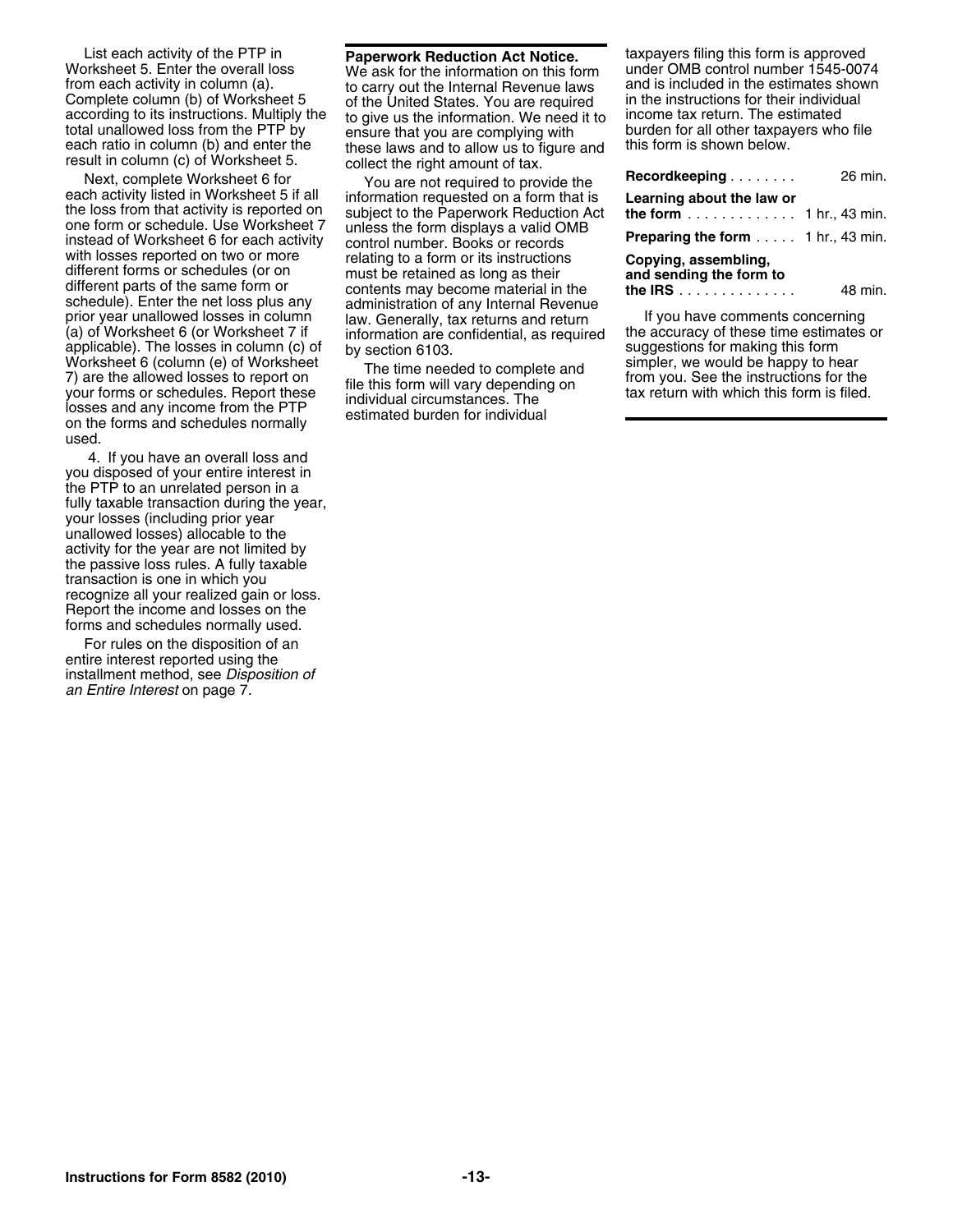List each activity of the PTP in Worksheet 5. Enter the overall loss from each activity in column (a). Complete column (b) of Worksheet 5 according to its instructions. Multiply the total unallowed loss from the PTP by each ratio in column (b) and enter the result in column (c) of Worksheet 5.

Next, complete Worksheet 6 for each activity listed in Worksheet 5 if all the loss from that activity is reported on one form or schedule. Use Worksheet 7 instead of Worksheet 6 for each activity with losses reported on two or more different forms or schedules (or on different parts of the same form or schedule). Enter the net loss plus any prior year unallowed losses in column (a) of Worksheet 6 (or Worksheet 7 if applicable). The losses in column (c) of Worksheet 6 (column (e) of Worksheet 7) are the allowed losses to report on your forms or schedules. Report these losses and any income from the PTP on the forms and schedules normally used.

4. If you have an overall loss and you disposed of your entire interest in the PTP to an unrelated person in a fully taxable transaction during the year, your losses (including prior year unallowed losses) allocable to the activity for the year are not limited by the passive loss rules. A fully taxable transaction is one in which you recognize all your realized gain or loss. Report the income and losses on the forms and schedules normally used.

For rules on the disposition of an entire interest reported using the installment method, see *Disposition of an Entire Interest* on page 7.

**Paperwork Reduction Act Notice.** We ask for the information on this form to carry out the Internal Revenue laws of the United States. You are required to give us the information. We need it to ensure that you are complying with these laws and to allow us to figure and collect the right amount of tax.

You are not required to provide the information requested on a form that is subject to the Paperwork Reduction Act unless the form displays a valid OMB control number. Books or records relating to a form or its instructions must be retained as long as their contents may become material in the administration of any Internal Revenue law. Generally, tax returns and return information are confidential, as required by section 6103.

The time needed to complete and file this form will vary depending on individual circumstances. The estimated burden for individual taxpayers filing this form is approved under OMB control number 1545-0074 and is included in the estimates shown in the instructions for their individual income tax return. The estimated burden for all other taxpayers who file this form is shown below.

| | |
|---|---|
| **Recordkeeping** | 26 min. |
| **Learning about the law or the form** | 1 hr., 43 min. |
| **Preparing the form** | 1 hr., 43 min. |
| **Copying, assembling, and sending the form to the IRS** | 48 min. |

If you have comments concerning the accuracy of these time estimates or suggestions for making this form simpler, we would be happy to hear from you. See the instructions for the tax return with which this form is filed.